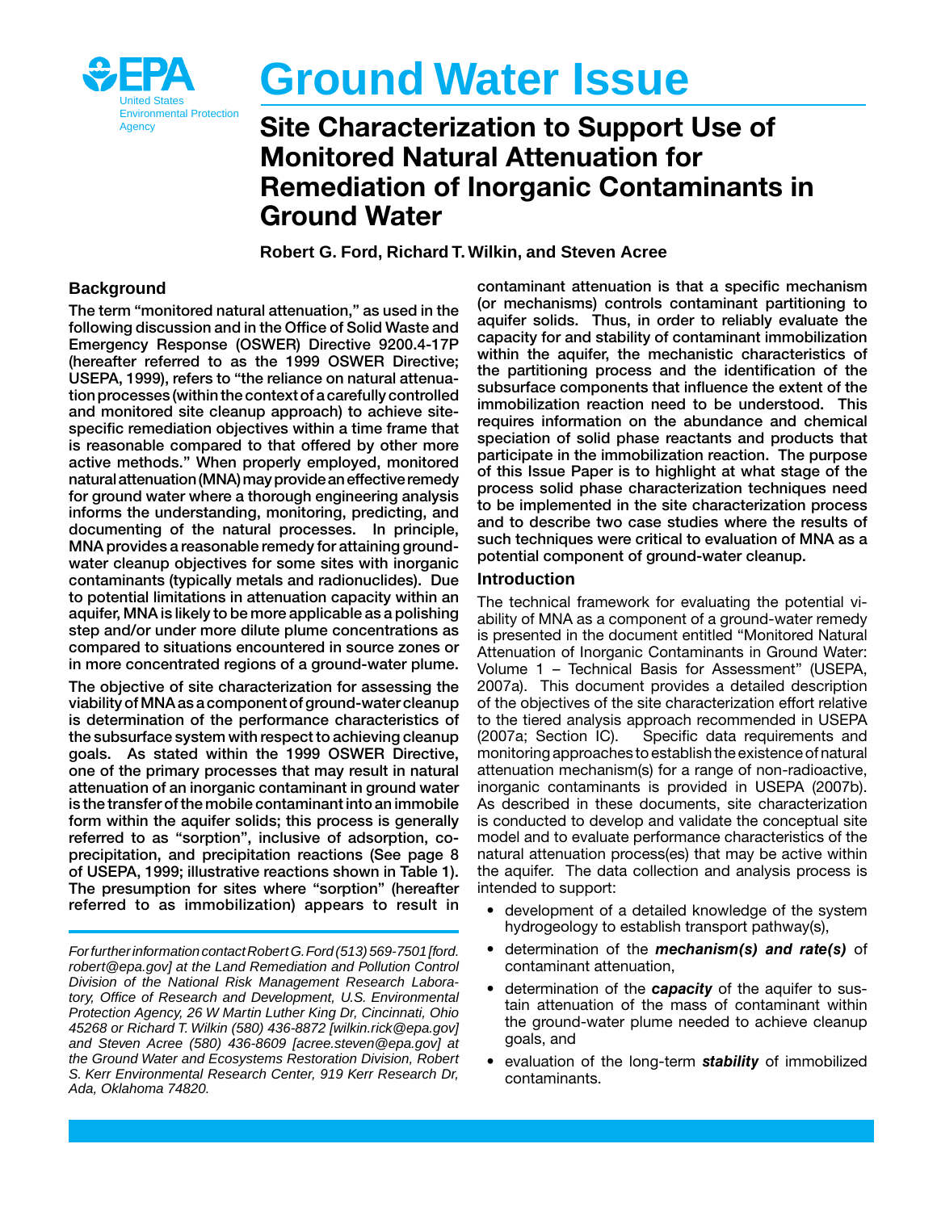# Ground Water Issue

United States Environmental Protection Agency

## Site Characterization to Support Use of Monitored Natural Attenuation for Remediation of Inorganic Contaminants in Ground Water

**Robert G. Ford, Richard T. Wilkin, and Steven Acree**

### Background

**The term "monitored natural attenuation," as used in the following discussion and in the Office of Solid Waste and Emergency Response (OSWER) Directive 9200.4-17P (hereafter referred to as the 1999 OSWER Directive; USEPA, 1999), refers to "the reliance on natural attenuation processes (within the context of a carefully controlled and monitored site cleanup approach) to achieve site-specific remediation objectives within a time frame that is reasonable compared to that offered by other more active methods." When properly employed, monitored natural attenuation (MNA) may provide an effective remedy for ground water where a thorough engineering analysis informs the understanding, monitoring, predicting, and documenting of the natural processes. In principle, MNA provides a reasonable remedy for attaining ground-water cleanup objectives for some sites with inorganic contaminants (typically metals and radionuclides). Due to potential limitations in attenuation capacity within an aquifer, MNA is likely to be more applicable as a polishing step and/or under more dilute plume concentrations as compared to situations encountered in source zones or in more concentrated regions of a ground-water plume.**

**The objective of site characterization for assessing the viability of MNA as a component of ground-water cleanup is determination of the performance characteristics of the subsurface system with respect to achieving cleanup goals. As stated within the 1999 OSWER Directive, one of the primary processes that may result in natural attenuation of an inorganic contaminant in ground water is the transfer of the mobile contaminant into an immobile form within the aquifer solids; this process is generally referred to as "sorption", inclusive of adsorption, co-precipitation, and precipitation reactions (See page 8 of USEPA, 1999; illustrative reactions shown in Table 1). The presumption for sites where "sorption" (hereafter referred to as immobilization) appears to result in contaminant attenuation is that a specific mechanism (or mechanisms) controls contaminant partitioning to aquifer solids. Thus, in order to reliably evaluate the capacity for and stability of contaminant immobilization within the aquifer, the mechanistic characteristics of the partitioning process and the identification of the subsurface components that influence the extent of the immobilization reaction need to be understood. This requires information on the abundance and chemical speciation of solid phase reactants and products that participate in the immobilization reaction. The purpose of this Issue Paper is to highlight at what stage of the process solid phase characterization techniques need to be implemented in the site characterization process and to describe two case studies where the results of such techniques were critical to evaluation of MNA as a potential component of ground-water cleanup.**

### Introduction

The technical framework for evaluating the potential viability of MNA as a component of a ground-water remedy is presented in the document entitled "Monitored Natural Attenuation of Inorganic Contaminants in Ground Water: Volume 1 – Technical Basis for Assessment" (USEPA, 2007a). This document provides a detailed description of the objectives of the site characterization effort relative to the tiered analysis approach recommended in USEPA (2007a; Section IC). Specific data requirements and monitoring approaches to establish the existence of natural attenuation mechanism(s) for a range of non-radioactive, inorganic contaminants is provided in USEPA (2007b). As described in these documents, site characterization is conducted to develop and validate the conceptual site model and to evaluate performance characteristics of the natural attenuation process(es) that may be active within the aquifer. The data collection and analysis process is intended to support:

- development of a detailed knowledge of the system hydrogeology to establish transport pathway(s),
- determination of the ***mechanism(s) and rate(s)*** of contaminant attenuation,
- determination of the ***capacity*** of the aquifer to sustain attenuation of the mass of contaminant within the ground-water plume needed to achieve cleanup goals, and
- evaluation of the long-term ***stability*** of immobilized contaminants.

*For further information contact Robert G. Ford (513) 569-7501 [ford.robert@epa.gov] at the Land Remediation and Pollution Control Division of the National Risk Management Research Laboratory, Office of Research and Development, U.S. Environmental Protection Agency, 26 W Martin Luther King Dr, Cincinnati, Ohio 45268 or Richard T. Wilkin (580) 436-8872 [wilkin.rick@epa.gov] and Steven Acree (580) 436-8609 [acree.steven@epa.gov] at the Ground Water and Ecosystems Restoration Division, Robert S. Kerr Environmental Research Center, 919 Kerr Research Dr, Ada, Oklahoma 74820.*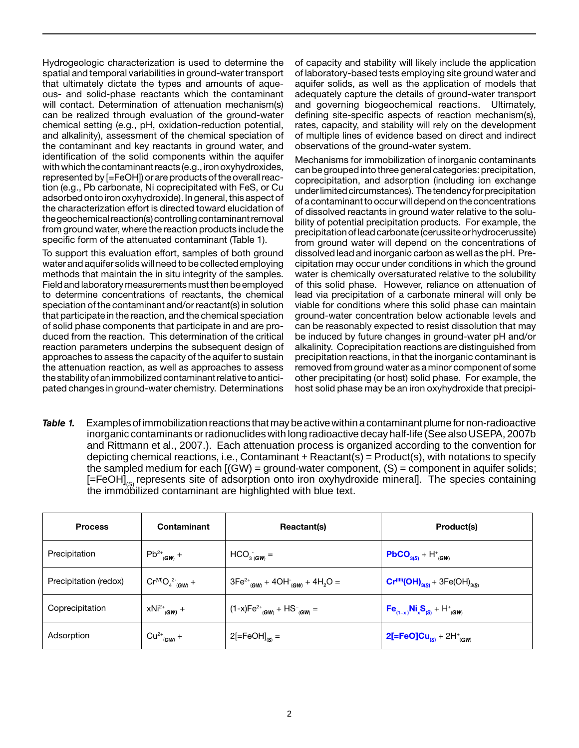Hydrogeologic characterization is used to determine the spatial and temporal variabilities in ground-water transport that ultimately dictate the types and amounts of aqueous- and solid-phase reactants which the contaminant will contact. Determination of attenuation mechanism(s) can be realized through evaluation of the ground-water chemical setting (e.g., pH, oxidation-reduction potential, and alkalinity), assessment of the chemical speciation of the contaminant and key reactants in ground water, and identification of the solid components within the aquifer with which the contaminant reacts (e.g., iron oxyhydroxides, represented by [=FeOH]) or are products of the overall reaction (e.g., Pb carbonate, Ni coprecipitated with FeS, or Cu adsorbed onto iron oxyhydroxide). In general, this aspect of the characterization effort is directed toward elucidation of the geochemical reaction(s) controlling contaminant removal from ground water, where the reaction products include the specific form of the attenuated contaminant (Table 1).

To support this evaluation effort, samples of both ground water and aquifer solids will need to be collected employing methods that maintain the in situ integrity of the samples. Field and laboratory measurements must then be employed to determine concentrations of reactants, the chemical speciation of the contaminant and/or reactant(s) in solution that participate in the reaction, and the chemical speciation of solid phase components that participate in and are produced from the reaction. This determination of the critical reaction parameters underpins the subsequent design of approaches to assess the capacity of the aquifer to sustain the attenuation reaction, as well as approaches to assess the stability of an immobilized contaminant relative to anticipated changes in ground-water chemistry. Determinations of capacity and stability will likely include the application of laboratory-based tests employing site ground water and aquifer solids, as well as the application of models that adequately capture the details of ground-water transport and governing biogeochemical reactions. Ultimately, defining site-specific aspects of reaction mechanism(s), rates, capacity, and stability will rely on the development of multiple lines of evidence based on direct and indirect observations of the ground-water system.

Mechanisms for immobilization of inorganic contaminants can be grouped into three general categories: precipitation, coprecipitation, and adsorption (including ion exchange under limited circumstances). The tendency for precipitation of a contaminant to occur will depend on the concentrations of dissolved reactants in ground water relative to the solubility of potential precipitation products. For example, the precipitation of lead carbonate (cerussite or hydrocerussite) from ground water will depend on the concentrations of dissolved lead and inorganic carbon as well as the pH. Precipitation may occur under conditions in which the ground water is chemically oversaturated relative to the solubility of this solid phase. However, reliance on attenuation of lead via precipitation of a carbonate mineral will only be viable for conditions where this solid phase can maintain ground-water concentration below actionable levels and can be reasonably expected to resist dissolution that may be induced by future changes in ground-water pH and/or alkalinity. Coprecipitation reactions are distinguished from precipitation reactions, in that the inorganic contaminant is removed from ground water as a minor component of some other precipitating (or host) solid phase. For example, the host solid phase may be an iron oxyhydroxide that precipi-

***Table 1.*** Examples of immobilization reactions that may be active within a contaminant plume for non-radioactive inorganic contaminants or radionuclides with long radioactive decay half-life (See also USEPA, 2007b and Rittmann et al., 2007.). Each attenuation process is organized according to the convention for depicting chemical reactions, i.e., Contaminant + Reactant(s) = Product(s), with notations to specify the sampled medium for each [(GW) = ground-water component, (S) = component in aquifer solids; $[\equiv FeOH]_{(S)}$ represents site of adsorption onto iron oxyhydroxide mineral]. The species containing the immobilized contaminant are highlighted with blue text.

| Process | Contaminant | Reactant(s) | Product(s) |
|---|---|---|---|
| Precipitation | $Pb^{2+}_{(GW)}$ + | $HCO_{3\ (GW)}^{-}$ = | $\mathbf{PbCO_{3(S)}}$ + $H^{+}_{(GW)}$ |
| Precipitation (redox) | $Cr^{(VI)}O_{4\ (GW)}^{2-}$ + | $3Fe^{2+}_{(GW)} + 4OH^{-}_{(GW)} + 4H_2O$ = | $\mathbf{Cr^{(III)}(OH)_{3(S)}}$ + $3Fe(OH)_{3(S)}$ |
| Coprecipitation | $xNi^{2+}_{(GW)}$ + | $(1\text{-}x)Fe^{2+}_{(GW)} + HS^{-}_{(GW)}$ = | $\mathbf{Fe_{(1-x)}Ni_xS_{(S)}}$ + $H^{+}_{(GW)}$ |
| Adsorption | $Cu^{2+}_{(GW)}$ + | $2[\equiv FeOH]_{(S)}$ = | $\mathbf{2[\equiv FeO]Cu_{(S)}}$ + $2H^{+}_{(GW)}$ |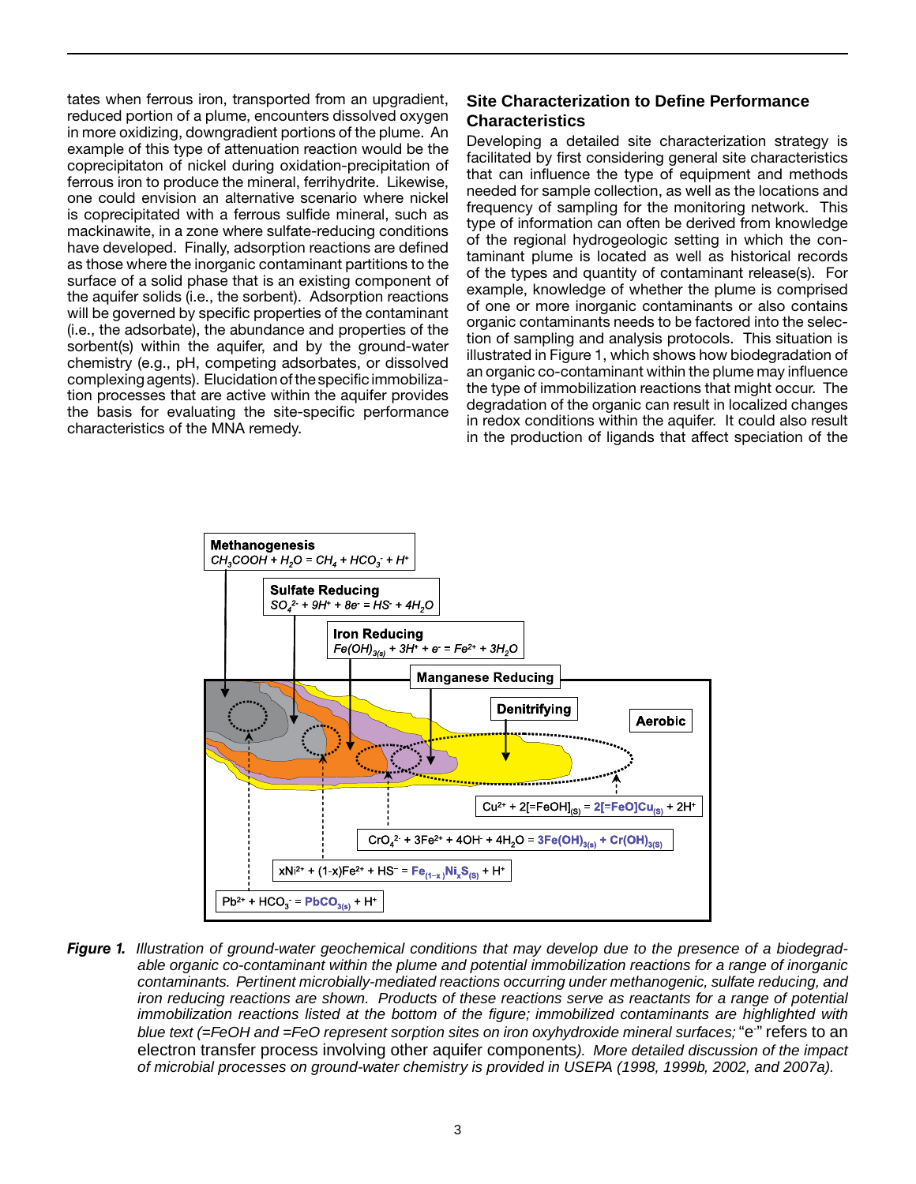tates when ferrous iron, transported from an upgradient, reduced portion of a plume, encounters dissolved oxygen in more oxidizing, downgradient portions of the plume. An example of this type of attenuation reaction would be the coprecipitaton of nickel during oxidation-precipitation of ferrous iron to produce the mineral, ferrihydrite. Likewise, one could envision an alternative scenario where nickel is coprecipitated with a ferrous sulfide mineral, such as mackinawite, in a zone where sulfate-reducing conditions have developed. Finally, adsorption reactions are defined as those where the inorganic contaminant partitions to the surface of a solid phase that is an existing component of the aquifer solids (i.e., the sorbent). Adsorption reactions will be governed by specific properties of the contaminant (i.e., the adsorbate), the abundance and properties of the sorbent(s) within the aquifer, and by the ground-water chemistry (e.g., pH, competing adsorbates, or dissolved complexing agents). Elucidation of the specific immobilization processes that are active within the aquifer provides the basis for evaluating the site-specific performance characteristics of the MNA remedy.

## Site Characterization to Define Performance Characteristics

Developing a detailed site characterization strategy is facilitated by first considering general site characteristics that can influence the type of equipment and methods needed for sample collection, as well as the locations and frequency of sampling for the monitoring network. This type of information can often be derived from knowledge of the regional hydrogeologic setting in which the contaminant plume is located as well as historical records of the types and quantity of contaminant release(s). For example, knowledge of whether the plume is comprised of one or more inorganic contaminants or also contains organic contaminants needs to be factored into the selection of sampling and analysis protocols. This situation is illustrated in Figure 1, which shows how biodegradation of an organic co-contaminant within the plume may influence the type of immobilization reactions that might occur. The degradation of the organic can result in localized changes in redox conditions within the aquifer. It could also result in the production of ligands that affect speciation of the

***Figure 1.*** *Illustration of ground-water geochemical conditions that may develop due to the presence of a biodegradable organic co-contaminant within the plume and potential immobilization reactions for a range of inorganic contaminants. Pertinent microbially-mediated reactions occurring under methanogenic, sulfate reducing, and iron reducing reactions are shown. Products of these reactions serve as reactants for a range of potential immobilization reactions listed at the bottom of the figure; immobilized contaminants are highlighted with blue text (=FeOH and =FeO represent sorption sites on iron oxyhydroxide mineral surfaces;* "$e^-$" refers to an electron transfer process involving other aquifer components*). More detailed discussion of the impact of microbial processes on ground-water chemistry is provided in USEPA (1998, 1999b, 2002, and 2007a).*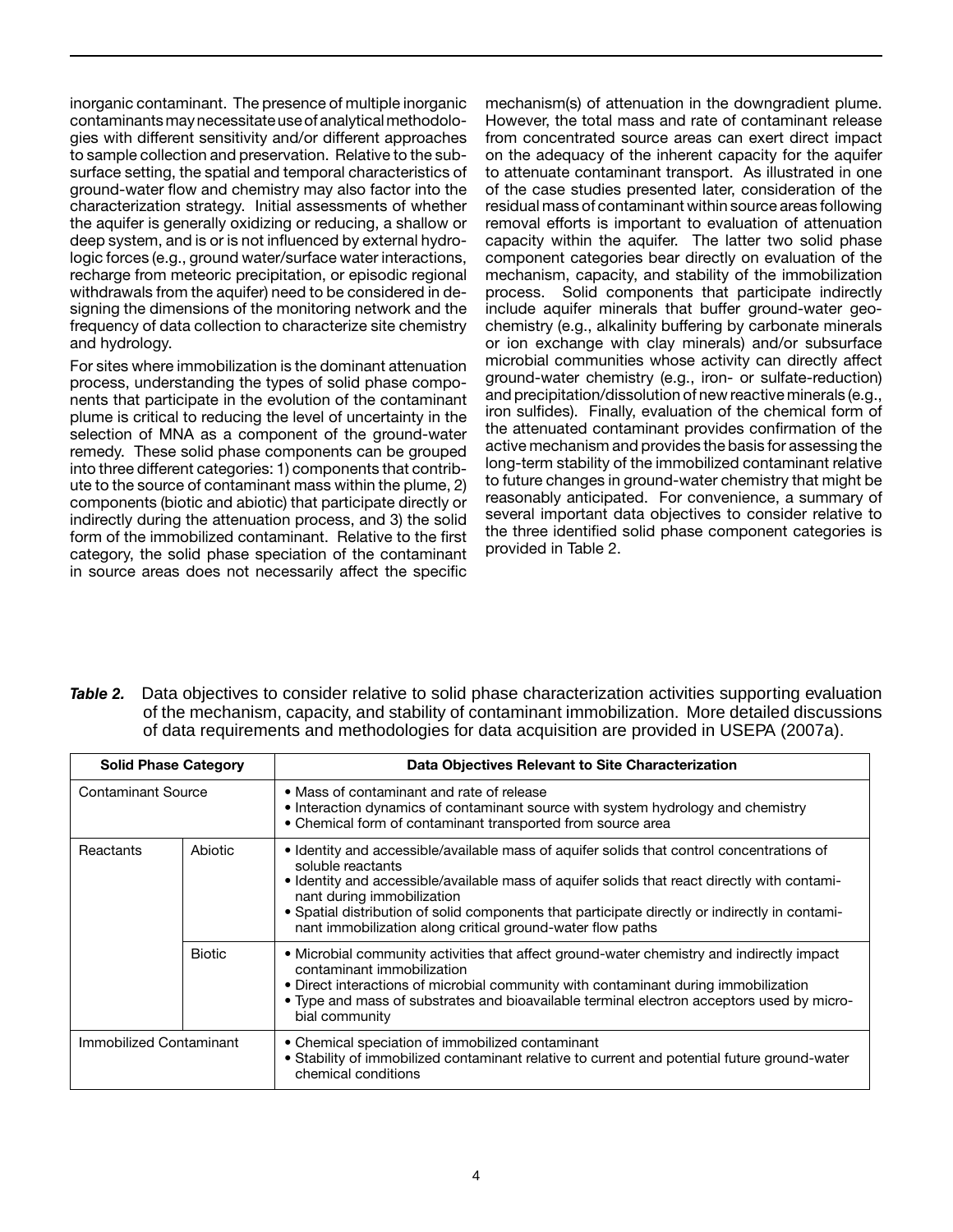inorganic contaminant. The presence of multiple inorganic contaminants may necessitate use of analytical methodologies with different sensitivity and/or different approaches to sample collection and preservation. Relative to the subsurface setting, the spatial and temporal characteristics of ground-water flow and chemistry may also factor into the characterization strategy. Initial assessments of whether the aquifer is generally oxidizing or reducing, a shallow or deep system, and is or is not influenced by external hydrologic forces (e.g., ground water/surface water interactions, recharge from meteoric precipitation, or episodic regional withdrawals from the aquifer) need to be considered in designing the dimensions of the monitoring network and the frequency of data collection to characterize site chemistry and hydrology.

For sites where immobilization is the dominant attenuation process, understanding the types of solid phase components that participate in the evolution of the contaminant plume is critical to reducing the level of uncertainty in the selection of MNA as a component of the ground-water remedy. These solid phase components can be grouped into three different categories: 1) components that contribute to the source of contaminant mass within the plume, 2) components (biotic and abiotic) that participate directly or indirectly during the attenuation process, and 3) the solid form of the immobilized contaminant. Relative to the first category, the solid phase speciation of the contaminant in source areas does not necessarily affect the specific mechanism(s) of attenuation in the downgradient plume. However, the total mass and rate of contaminant release from concentrated source areas can exert direct impact on the adequacy of the inherent capacity for the aquifer to attenuate contaminant transport. As illustrated in one of the case studies presented later, consideration of the residual mass of contaminant within source areas following removal efforts is important to evaluation of attenuation capacity within the aquifer. The latter two solid phase component categories bear directly on evaluation of the mechanism, capacity, and stability of the immobilization process. Solid components that participate indirectly include aquifer minerals that buffer ground-water geochemistry (e.g., alkalinity buffering by carbonate minerals or ion exchange with clay minerals) and/or subsurface microbial communities whose activity can directly affect ground-water chemistry (e.g., iron- or sulfate-reduction) and precipitation/dissolution of new reactive minerals (e.g., iron sulfides). Finally, evaluation of the chemical form of the attenuated contaminant provides confirmation of the active mechanism and provides the basis for assessing the long-term stability of the immobilized contaminant relative to future changes in ground-water chemistry that might be reasonably anticipated. For convenience, a summary of several important data objectives to consider relative to the three identified solid phase component categories is provided in Table 2.

***Table 2.*** Data objectives to consider relative to solid phase characterization activities supporting evaluation of the mechanism, capacity, and stability of contaminant immobilization. More detailed discussions of data requirements and methodologies for data acquisition are provided in USEPA (2007a).

| Solid Phase Category | | Data Objectives Relevant to Site Characterization |
|---|---|---|
| Contaminant Source | | • Mass of contaminant and rate of release<br>• Interaction dynamics of contaminant source with system hydrology and chemistry<br>• Chemical form of contaminant transported from source area |
| Reactants | Abiotic | • Identity and accessible/available mass of aquifer solids that control concentrations of soluble reactants<br>• Identity and accessible/available mass of aquifer solids that react directly with contaminant during immobilization<br>• Spatial distribution of solid components that participate directly or indirectly in contaminant immobilization along critical ground-water flow paths |
| | Biotic | • Microbial community activities that affect ground-water chemistry and indirectly impact contaminant immobilization<br>• Direct interactions of microbial community with contaminant during immobilization<br>• Type and mass of substrates and bioavailable terminal electron acceptors used by microbial community |
| Immobilized Contaminant | | • Chemical speciation of immobilized contaminant<br>• Stability of immobilized contaminant relative to current and potential future ground-water chemical conditions |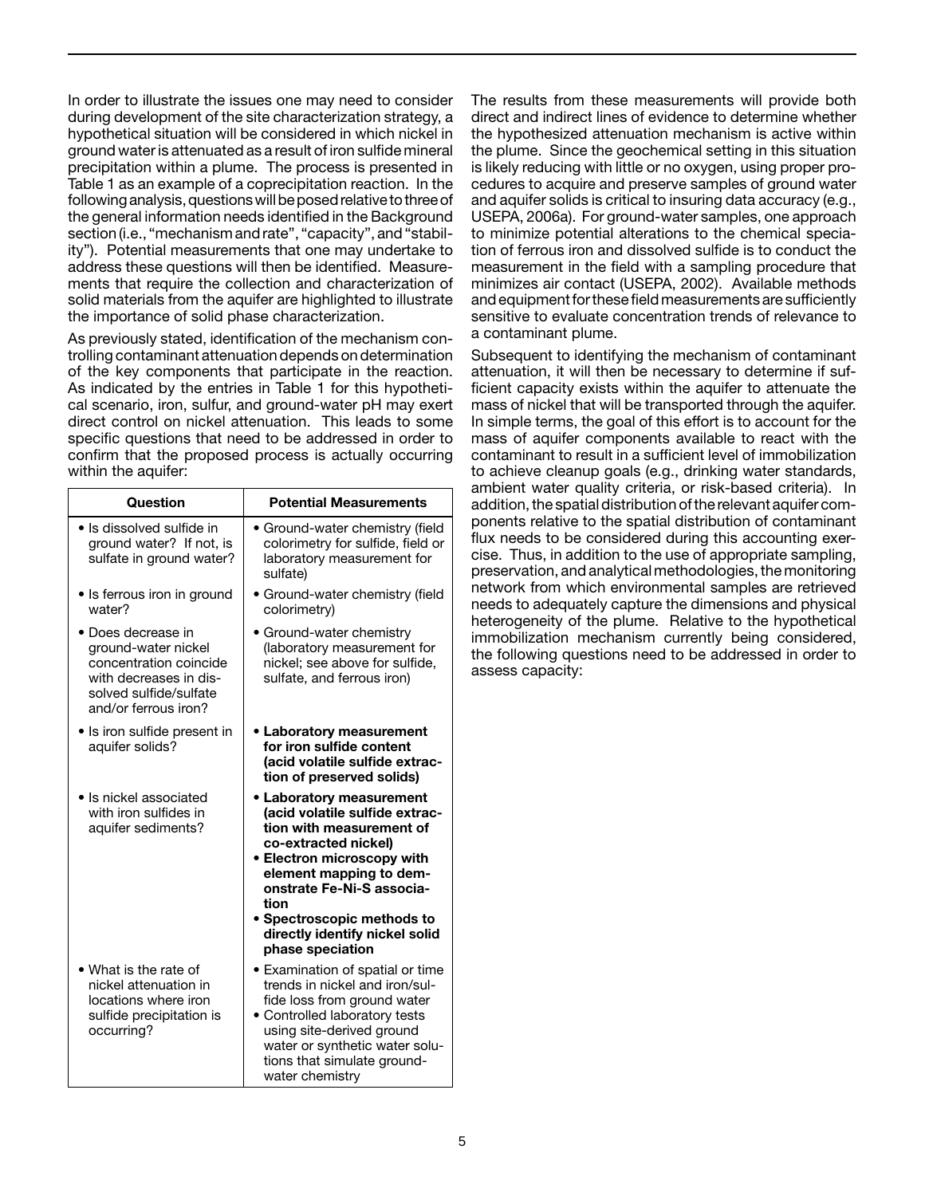In order to illustrate the issues one may need to consider during development of the site characterization strategy, a hypothetical situation will be considered in which nickel in ground water is attenuated as a result of iron sulfide mineral precipitation within a plume. The process is presented in Table 1 as an example of a coprecipitation reaction. In the following analysis, questions will be posed relative to three of the general information needs identified in the Background section (i.e., "mechanism and rate", "capacity", and "stability"). Potential measurements that one may undertake to address these questions will then be identified. Measurements that require the collection and characterization of solid materials from the aquifer are highlighted to illustrate the importance of solid phase characterization.

As previously stated, identification of the mechanism controlling contaminant attenuation depends on determination of the key components that participate in the reaction. As indicated by the entries in Table 1 for this hypothetical scenario, iron, sulfur, and ground-water pH may exert direct control on nickel attenuation. This leads to some specific questions that need to be addressed in order to confirm that the proposed process is actually occurring within the aquifer:

| Question | Potential Measurements |
|---|---|
| • Is dissolved sulfide in ground water? If not, is sulfate in ground water? | • Ground-water chemistry (field colorimetry for sulfide, field or laboratory measurement for sulfate) |
| • Is ferrous iron in ground water? | • Ground-water chemistry (field colorimetry) |
| • Does decrease in ground-water nickel concentration coincide with decreases in dissolved sulfide/sulfate and/or ferrous iron? | • Ground-water chemistry (laboratory measurement for nickel; see above for sulfide, sulfate, and ferrous iron) |
| • Is iron sulfide present in aquifer solids? | • **Laboratory measurement for iron sulfide content (acid volatile sulfide extraction of preserved solids)** |
| • Is nickel associated with iron sulfides in aquifer sediments? | • **Laboratory measurement (acid volatile sulfide extraction with measurement of co-extracted nickel)**<br>• **Electron microscopy with element mapping to demonstrate Fe-Ni-S association**<br>• **Spectroscopic methods to directly identify nickel solid phase speciation** |
| • What is the rate of nickel attenuation in locations where iron sulfide precipitation is occurring? | • Examination of spatial or time trends in nickel and iron/sulfide loss from ground water<br>• Controlled laboratory tests using site-derived ground water or synthetic water solutions that simulate ground-water chemistry |

The results from these measurements will provide both direct and indirect lines of evidence to determine whether the hypothesized attenuation mechanism is active within the plume. Since the geochemical setting in this situation is likely reducing with little or no oxygen, using proper procedures to acquire and preserve samples of ground water and aquifer solids is critical to insuring data accuracy (e.g., USEPA, 2006a). For ground-water samples, one approach to minimize potential alterations to the chemical speciation of ferrous iron and dissolved sulfide is to conduct the measurement in the field with a sampling procedure that minimizes air contact (USEPA, 2002). Available methods and equipment for these field measurements are sufficiently sensitive to evaluate concentration trends of relevance to a contaminant plume.

Subsequent to identifying the mechanism of contaminant attenuation, it will then be necessary to determine if sufficient capacity exists within the aquifer to attenuate the mass of nickel that will be transported through the aquifer. In simple terms, the goal of this effort is to account for the mass of aquifer components available to react with the contaminant to result in a sufficient level of immobilization to achieve cleanup goals (e.g., drinking water standards, ambient water quality criteria, or risk-based criteria). In addition, the spatial distribution of the relevant aquifer components relative to the spatial distribution of contaminant flux needs to be considered during this accounting exercise. Thus, in addition to the use of appropriate sampling, preservation, and analytical methodologies, the monitoring network from which environmental samples are retrieved needs to adequately capture the dimensions and physical heterogeneity of the plume. Relative to the hypothetical immobilization mechanism currently being considered, the following questions need to be addressed in order to assess capacity: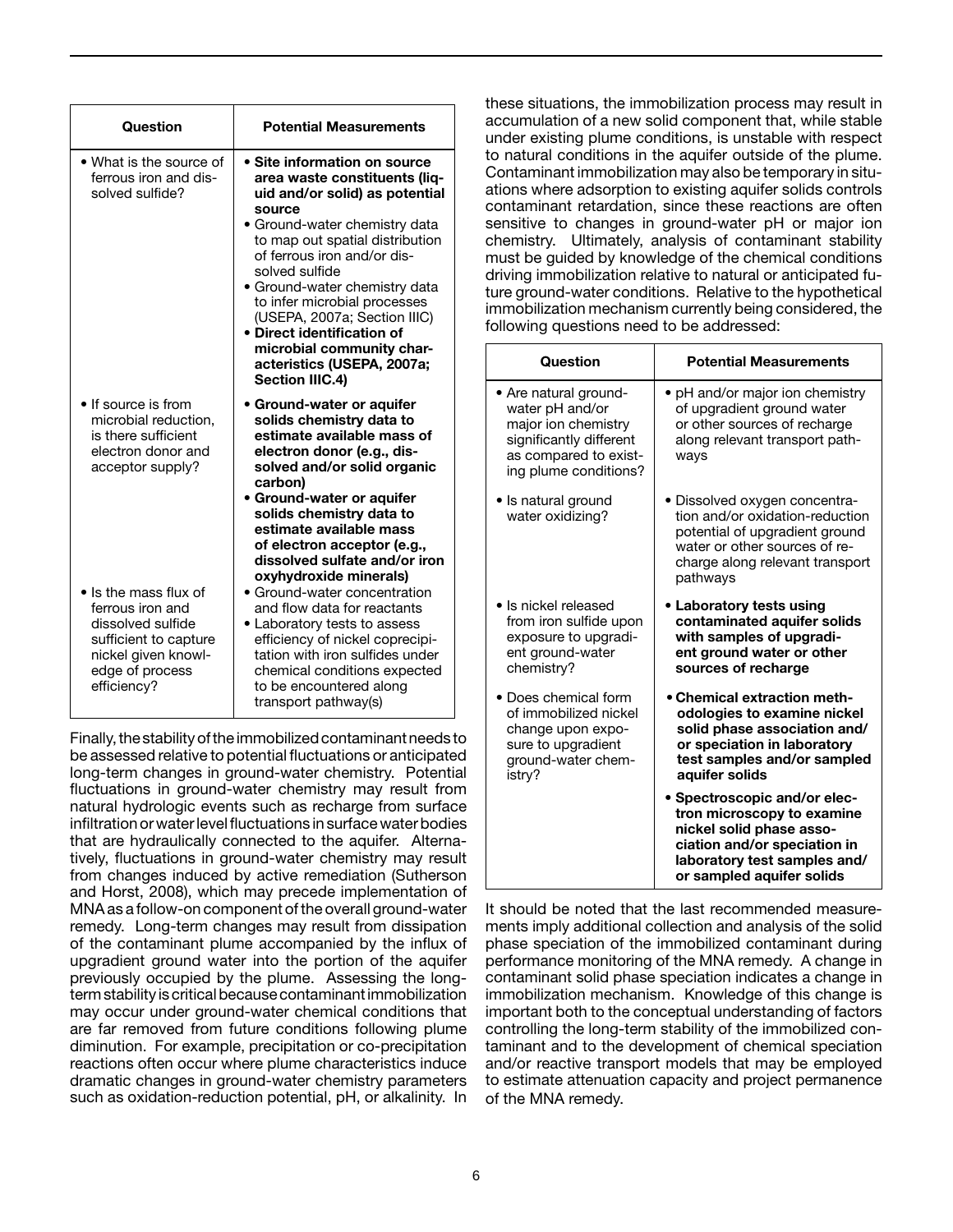| Question | Potential Measurements |
|---|---|
| • What is the source of ferrous iron and dissolved sulfide? | • **Site information on source area waste constituents (liquid and/or solid) as potential source**<br>• Ground-water chemistry data to map out spatial distribution of ferrous iron and/or dissolved sulfide<br>• Ground-water chemistry data to infer microbial processes (USEPA, 2007a; Section IIIC)<br>• **Direct identification of microbial community characteristics (USEPA, 2007a; Section IIIC.4)** |
| • If source is from microbial reduction, is there sufficient electron donor and acceptor supply? | • **Ground-water or aquifer solids chemistry data to estimate available mass of electron donor (e.g., dissolved and/or solid organic carbon)**<br>• **Ground-water or aquifer solids chemistry data to estimate available mass of electron acceptor (e.g., dissolved sulfate and/or iron oxyhydroxide minerals)** |
| • Is the mass flux of ferrous iron and dissolved sulfide sufficient to capture nickel given knowledge of process efficiency? | • Ground-water concentration and flow data for reactants<br>• Laboratory tests to assess efficiency of nickel coprecipitation with iron sulfides under chemical conditions expected to be encountered along transport pathway(s) |

Finally, the stability of the immobilized contaminant needs to be assessed relative to potential fluctuations or anticipated long-term changes in ground-water chemistry. Potential fluctuations in ground-water chemistry may result from natural hydrologic events such as recharge from surface infiltration or water level fluctuations in surface water bodies that are hydraulically connected to the aquifer. Alternatively, fluctuations in ground-water chemistry may result from changes induced by active remediation (Sutherson and Horst, 2008), which may precede implementation of MNA as a follow-on component of the overall ground-water remedy. Long-term changes may result from dissipation of the contaminant plume accompanied by the influx of upgradient ground water into the portion of the aquifer previously occupied by the plume. Assessing the long-term stability is critical because contaminant immobilization may occur under ground-water chemical conditions that are far removed from future conditions following plume diminution. For example, precipitation or co-precipitation reactions often occur where plume characteristics induce dramatic changes in ground-water chemistry parameters such as oxidation-reduction potential, pH, or alkalinity. In these situations, the immobilization process may result in accumulation of a new solid component that, while stable under existing plume conditions, is unstable with respect to natural conditions in the aquifer outside of the plume. Contaminant immobilization may also be temporary in situations where adsorption to existing aquifer solids controls contaminant retardation, since these reactions are often sensitive to changes in ground-water pH or major ion chemistry. Ultimately, analysis of contaminant stability must be guided by knowledge of the chemical conditions driving immobilization relative to natural or anticipated future ground-water conditions. Relative to the hypothetical immobilization mechanism currently being considered, the following questions need to be addressed:

| Question | Potential Measurements |
|---|---|
| • Are natural ground-water pH and/or major ion chemistry significantly different as compared to existing plume conditions? | • pH and/or major ion chemistry of upgradient ground water or other sources of recharge along relevant transport pathways |
| • Is natural ground water oxidizing? | • Dissolved oxygen concentration and/or oxidation-reduction potential of upgradient ground water or other sources of recharge along relevant transport pathways |
| • Is nickel released from iron sulfide upon exposure to upgradient ground-water chemistry? | • **Laboratory tests using contaminated aquifer solids with samples of upgradient ground water or other sources of recharge** |
| • Does chemical form of immobilized nickel change upon exposure to upgradient ground-water chemistry? | • **Chemical extraction methodologies to examine nickel solid phase association and/or speciation in laboratory test samples and/or sampled aquifer solids**<br>• **Spectroscopic and/or electron microscopy to examine nickel solid phase association and/or speciation in laboratory test samples and/or sampled aquifer solids** |

It should be noted that the last recommended measurements imply additional collection and analysis of the solid phase speciation of the immobilized contaminant during performance monitoring of the MNA remedy. A change in contaminant solid phase speciation indicates a change in immobilization mechanism. Knowledge of this change is important both to the conceptual understanding of factors controlling the long-term stability of the immobilized contaminant and to the development of chemical speciation and/or reactive transport models that may be employed to estimate attenuation capacity and project permanence of the MNA remedy.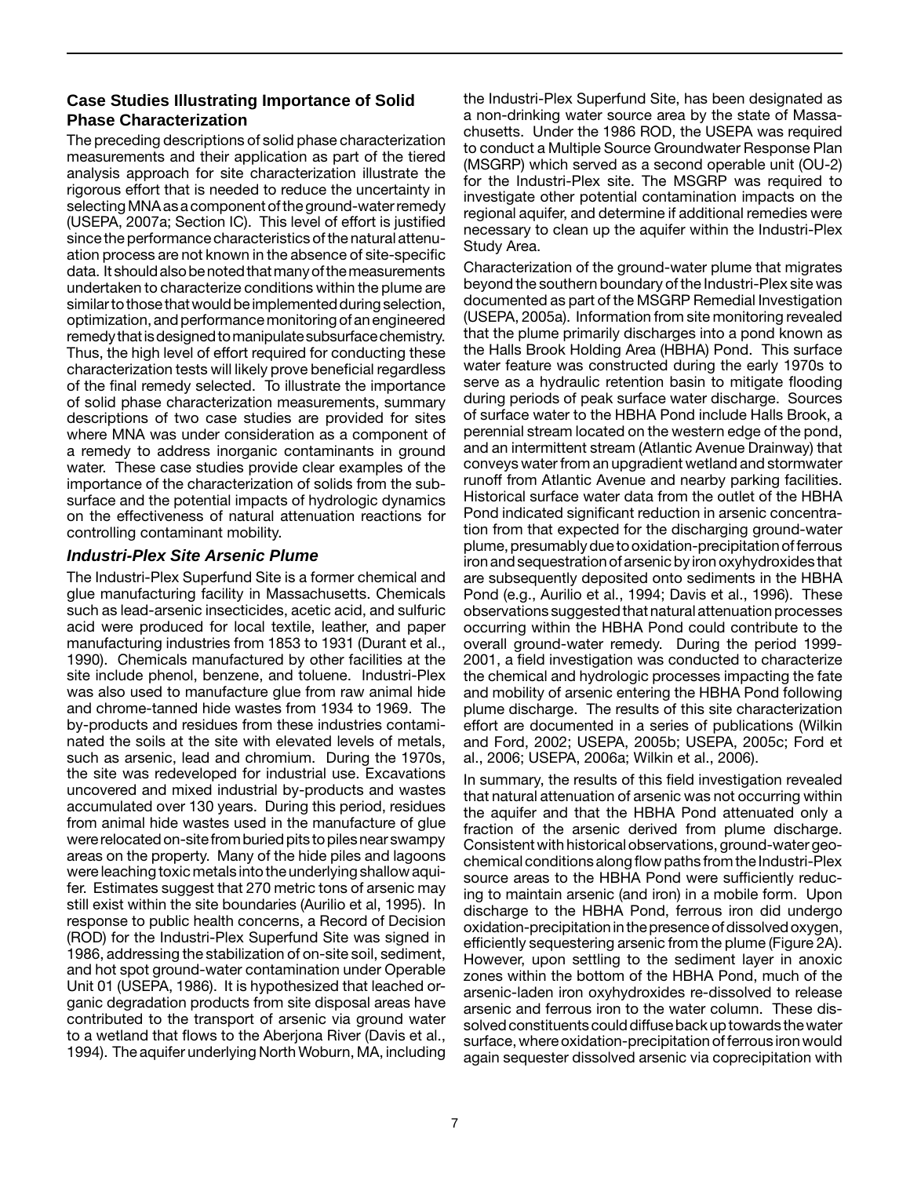## Case Studies Illustrating Importance of Solid Phase Characterization

The preceding descriptions of solid phase characterization measurements and their application as part of the tiered analysis approach for site characterization illustrate the rigorous effort that is needed to reduce the uncertainty in selecting MNA as a component of the ground-water remedy (USEPA, 2007a; Section IC). This level of effort is justified since the performance characteristics of the natural attenuation process are not known in the absence of site-specific data. It should also be noted that many of the measurements undertaken to characterize conditions within the plume are similar to those that would be implemented during selection, optimization, and performance monitoring of an engineered remedy that is designed to manipulate subsurface chemistry. Thus, the high level of effort required for conducting these characterization tests will likely prove beneficial regardless of the final remedy selected. To illustrate the importance of solid phase characterization measurements, summary descriptions of two case studies are provided for sites where MNA was under consideration as a component of a remedy to address inorganic contaminants in ground water. These case studies provide clear examples of the importance of the characterization of solids from the subsurface and the potential impacts of hydrologic dynamics on the effectiveness of natural attenuation reactions for controlling contaminant mobility.

### *Industri-Plex Site Arsenic Plume*

The Industri-Plex Superfund Site is a former chemical and glue manufacturing facility in Massachusetts. Chemicals such as lead-arsenic insecticides, acetic acid, and sulfuric acid were produced for local textile, leather, and paper manufacturing industries from 1853 to 1931 (Durant et al., 1990). Chemicals manufactured by other facilities at the site include phenol, benzene, and toluene. Industri-Plex was also used to manufacture glue from raw animal hide and chrome-tanned hide wastes from 1934 to 1969. The by-products and residues from these industries contaminated the soils at the site with elevated levels of metals, such as arsenic, lead and chromium. During the 1970s, the site was redeveloped for industrial use. Excavations uncovered and mixed industrial by-products and wastes accumulated over 130 years. During this period, residues from animal hide wastes used in the manufacture of glue were relocated on-site from buried pits to piles near swampy areas on the property. Many of the hide piles and lagoons were leaching toxic metals into the underlying shallow aquifer. Estimates suggest that 270 metric tons of arsenic may still exist within the site boundaries (Aurilio et al, 1995). In response to public health concerns, a Record of Decision (ROD) for the Industri-Plex Superfund Site was signed in 1986, addressing the stabilization of on-site soil, sediment, and hot spot ground-water contamination under Operable Unit 01 (USEPA, 1986). It is hypothesized that leached organic degradation products from site disposal areas have contributed to the transport of arsenic via ground water to a wetland that flows to the Aberjona River (Davis et al., 1994). The aquifer underlying North Woburn, MA, including the Industri-Plex Superfund Site, has been designated as a non-drinking water source area by the state of Massachusetts. Under the 1986 ROD, the USEPA was required to conduct a Multiple Source Groundwater Response Plan (MSGRP) which served as a second operable unit (OU-2) for the Industri-Plex site. The MSGRP was required to investigate other potential contamination impacts on the regional aquifer, and determine if additional remedies were necessary to clean up the aquifer within the Industri-Plex Study Area.

Characterization of the ground-water plume that migrates beyond the southern boundary of the Industri-Plex site was documented as part of the MSGRP Remedial Investigation (USEPA, 2005a). Information from site monitoring revealed that the plume primarily discharges into a pond known as the Halls Brook Holding Area (HBHA) Pond. This surface water feature was constructed during the early 1970s to serve as a hydraulic retention basin to mitigate flooding during periods of peak surface water discharge. Sources of surface water to the HBHA Pond include Halls Brook, a perennial stream located on the western edge of the pond, and an intermittent stream (Atlantic Avenue Drainway) that conveys water from an upgradient wetland and stormwater runoff from Atlantic Avenue and nearby parking facilities. Historical surface water data from the outlet of the HBHA Pond indicated significant reduction in arsenic concentration from that expected for the discharging ground-water plume, presumably due to oxidation-precipitation of ferrous iron and sequestration of arsenic by iron oxyhydroxides that are subsequently deposited onto sediments in the HBHA Pond (e.g., Aurilio et al., 1994; Davis et al., 1996). These observations suggested that natural attenuation processes occurring within the HBHA Pond could contribute to the overall ground-water remedy. During the period 1999-2001, a field investigation was conducted to characterize the chemical and hydrologic processes impacting the fate and mobility of arsenic entering the HBHA Pond following plume discharge. The results of this site characterization effort are documented in a series of publications (Wilkin and Ford, 2002; USEPA, 2005b; USEPA, 2005c; Ford et al., 2006; USEPA, 2006a; Wilkin et al., 2006).

In summary, the results of this field investigation revealed that natural attenuation of arsenic was not occurring within the aquifer and that the HBHA Pond attenuated only a fraction of the arsenic derived from plume discharge. Consistent with historical observations, ground-water geochemical conditions along flow paths from the Industri-Plex source areas to the HBHA Pond were sufficiently reducing to maintain arsenic (and iron) in a mobile form. Upon discharge to the HBHA Pond, ferrous iron did undergo oxidation-precipitation in the presence of dissolved oxygen, efficiently sequestering arsenic from the plume (Figure 2A). However, upon settling to the sediment layer in anoxic zones within the bottom of the HBHA Pond, much of the arsenic-laden iron oxyhydroxides re-dissolved to release arsenic and ferrous iron to the water column. These dissolved constituents could diffuse back up towards the water surface, where oxidation-precipitation of ferrous iron would again sequester dissolved arsenic via coprecipitation with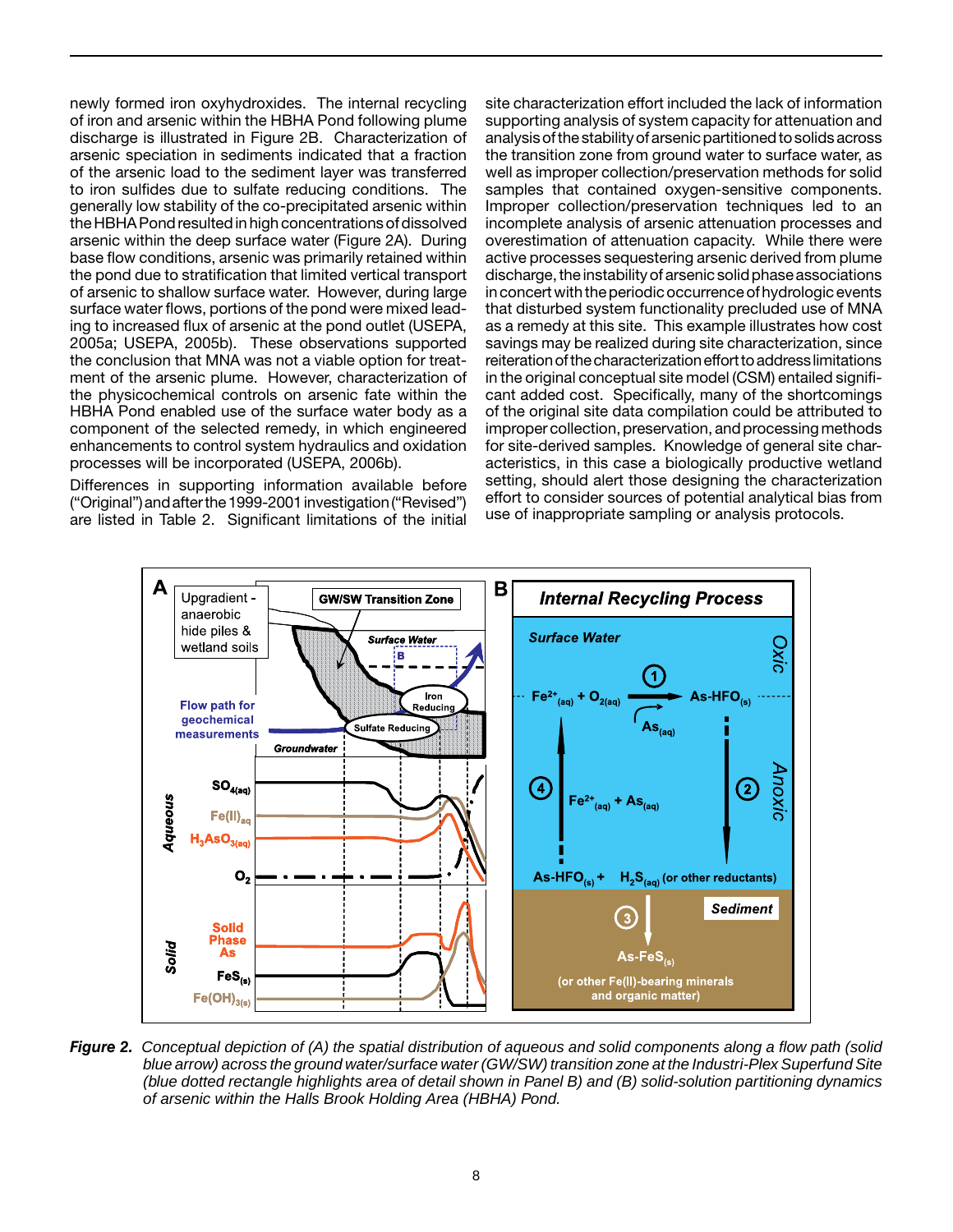newly formed iron oxyhydroxides. The internal recycling of iron and arsenic within the HBHA Pond following plume discharge is illustrated in Figure 2B. Characterization of arsenic speciation in sediments indicated that a fraction of the arsenic load to the sediment layer was transferred to iron sulfides due to sulfate reducing conditions. The generally low stability of the co-precipitated arsenic within the HBHA Pond resulted in high concentrations of dissolved arsenic within the deep surface water (Figure 2A). During base flow conditions, arsenic was primarily retained within the pond due to stratification that limited vertical transport of arsenic to shallow surface water. However, during large surface water flows, portions of the pond were mixed leading to increased flux of arsenic at the pond outlet (USEPA, 2005a; USEPA, 2005b). These observations supported the conclusion that MNA was not a viable option for treatment of the arsenic plume. However, characterization of the physicochemical controls on arsenic fate within the HBHA Pond enabled use of the surface water body as a component of the selected remedy, in which engineered enhancements to control system hydraulics and oxidation processes will be incorporated (USEPA, 2006b).

Differences in supporting information available before ("Original") and after the 1999-2001 investigation ("Revised") are listed in Table 2. Significant limitations of the initial site characterization effort included the lack of information supporting analysis of system capacity for attenuation and analysis of the stability of arsenic partitioned to solids across the transition zone from ground water to surface water, as well as improper collection/preservation methods for solid samples that contained oxygen-sensitive components. Improper collection/preservation techniques led to an incomplete analysis of arsenic attenuation processes and overestimation of attenuation capacity. While there were active processes sequestering arsenic derived from plume discharge, the instability of arsenic solid phase associations in concert with the periodic occurrence of hydrologic events that disturbed system functionality precluded use of MNA as a remedy at this site. This example illustrates how cost savings may be realized during site characterization, since reiteration of the characterization effort to address limitations in the original conceptual site model (CSM) entailed significant added cost. Specifically, many of the shortcomings of the original site data compilation could be attributed to improper collection, preservation, and processing methods for site-derived samples. Knowledge of general site characteristics, in this case a biologically productive wetland setting, should alert those designing the characterization effort to consider sources of potential analytical bias from use of inappropriate sampling or analysis protocols.

***Figure 2.*** *Conceptual depiction of (A) the spatial distribution of aqueous and solid components along a flow path (solid blue arrow) across the ground water/surface water (GW/SW) transition zone at the Industri-Plex Superfund Site (blue dotted rectangle highlights area of detail shown in Panel B) and (B) solid-solution partitioning dynamics of arsenic within the Halls Brook Holding Area (HBHA) Pond.*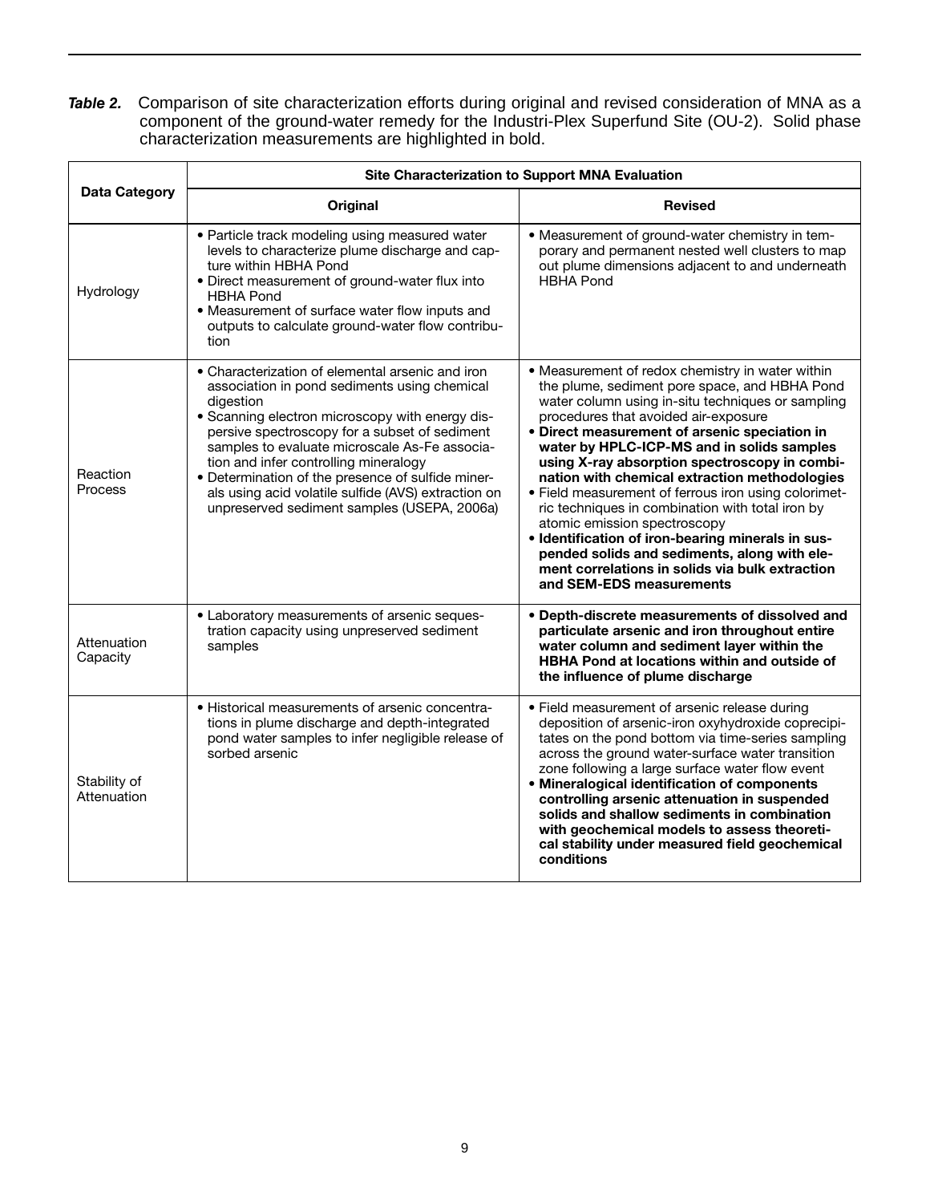***Table 2.*** Comparison of site characterization efforts during original and revised consideration of MNA as a component of the ground-water remedy for the Industri-Plex Superfund Site (OU-2). Solid phase characterization measurements are highlighted in bold.

| Data Category | Site Characterization to Support MNA Evaluation | |
|---|---|---|
| | **Original** | **Revised** |
| Hydrology | • Particle track modeling using measured water levels to characterize plume discharge and capture within HBHA Pond<br>• Direct measurement of ground-water flux into HBHA Pond<br>• Measurement of surface water flow inputs and outputs to calculate ground-water flow contribution | • Measurement of ground-water chemistry in temporary and permanent nested well clusters to map out plume dimensions adjacent to and underneath HBHA Pond |
| Reaction Process | • Characterization of elemental arsenic and iron association in pond sediments using chemical digestion<br>• Scanning electron microscopy with energy dispersive spectroscopy for a subset of sediment samples to evaluate microscale As-Fe association and infer controlling mineralogy<br>• Determination of the presence of sulfide minerals using acid volatile sulfide (AVS) extraction on unpreserved sediment samples (USEPA, 2006a) | • Measurement of redox chemistry in water within the plume, sediment pore space, and HBHA Pond water column using in-situ techniques or sampling procedures that avoided air-exposure<br>**• Direct measurement of arsenic speciation in water by HPLC-ICP-MS and in solids samples using X-ray absorption spectroscopy in combination with chemical extraction methodologies**<br>• Field measurement of ferrous iron using colorimetric techniques in combination with total iron by atomic emission spectroscopy<br>**• Identification of iron-bearing minerals in suspended solids and sediments, along with element correlations in solids via bulk extraction and SEM-EDS measurements** |
| Attenuation Capacity | • Laboratory measurements of arsenic sequestration capacity using unpreserved sediment samples | **• Depth-discrete measurements of dissolved and particulate arsenic and iron throughout entire water column and sediment layer within the HBHA Pond at locations within and outside of the influence of plume discharge** |
| Stability of Attenuation | • Historical measurements of arsenic concentrations in plume discharge and depth-integrated pond water samples to infer negligible release of sorbed arsenic | • Field measurement of arsenic release during deposition of arsenic-iron oxyhydroxide coprecipitates on the pond bottom via time-series sampling across the ground water-surface water transition zone following a large surface water flow event<br>**• Mineralogical identification of components controlling arsenic attenuation in suspended solids and shallow sediments in combination with geochemical models to assess theoretical stability under measured field geochemical conditions** |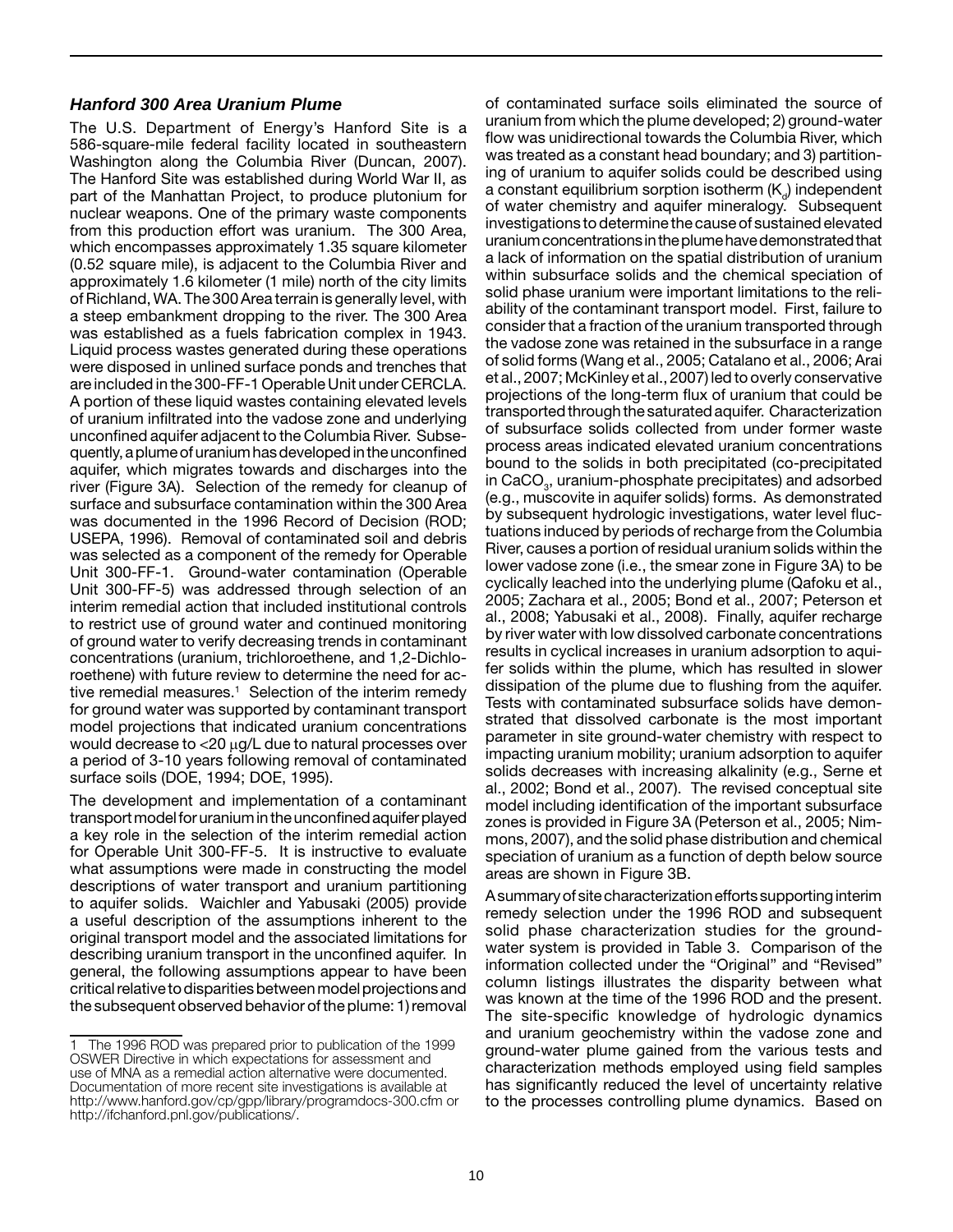### *Hanford 300 Area Uranium Plume*

The U.S. Department of Energy's Hanford Site is a 586-square-mile federal facility located in southeastern Washington along the Columbia River (Duncan, 2007). The Hanford Site was established during World War II, as part of the Manhattan Project, to produce plutonium for nuclear weapons. One of the primary waste components from this production effort was uranium. The 300 Area, which encompasses approximately 1.35 square kilometer (0.52 square mile), is adjacent to the Columbia River and approximately 1.6 kilometer (1 mile) north of the city limits of Richland, WA. The 300 Area terrain is generally level, with a steep embankment dropping to the river. The 300 Area was established as a fuels fabrication complex in 1943. Liquid process wastes generated during these operations were disposed in unlined surface ponds and trenches that are included in the 300-FF-1 Operable Unit under CERCLA. A portion of these liquid wastes containing elevated levels of uranium infiltrated into the vadose zone and underlying unconfined aquifer adjacent to the Columbia River. Subsequently, a plume of uranium has developed in the unconfined aquifer, which migrates towards and discharges into the river (Figure 3A). Selection of the remedy for cleanup of surface and subsurface contamination within the 300 Area was documented in the 1996 Record of Decision (ROD; USEPA, 1996). Removal of contaminated soil and debris was selected as a component of the remedy for Operable Unit 300-FF-1. Ground-water contamination (Operable Unit 300-FF-5) was addressed through selection of an interim remedial action that included institutional controls to restrict use of ground water and continued monitoring of ground water to verify decreasing trends in contaminant concentrations (uranium, trichloroethene, and 1,2-Dichloroethene) with future review to determine the need for active remedial measures.[1] Selection of the interim remedy for ground water was supported by contaminant transport model projections that indicated uranium concentrations would decrease to <20 μg/L due to natural processes over a period of 3-10 years following removal of contaminated surface soils (DOE, 1994; DOE, 1995).

The development and implementation of a contaminant transport model for uranium in the unconfined aquifer played a key role in the selection of the interim remedial action for Operable Unit 300-FF-5. It is instructive to evaluate what assumptions were made in constructing the model descriptions of water transport and uranium partitioning to aquifer solids. Waichler and Yabusaki (2005) provide a useful description of the assumptions inherent to the original transport model and the associated limitations for describing uranium transport in the unconfined aquifer. In general, the following assumptions appear to have been critical relative to disparities between model projections and the subsequent observed behavior of the plume: 1) removal of contaminated surface soils eliminated the source of uranium from which the plume developed; 2) ground-water flow was unidirectional towards the Columbia River, which was treated as a constant head boundary; and 3) partitioning of uranium to aquifer solids could be described using a constant equilibrium sorption isotherm ($K_d$) independent of water chemistry and aquifer mineralogy. Subsequent investigations to determine the cause of sustained elevated uranium concentrations in the plume have demonstrated that a lack of information on the spatial distribution of uranium within subsurface solids and the chemical speciation of solid phase uranium were important limitations to the reliability of the contaminant transport model. First, failure to consider that a fraction of the uranium transported through the vadose zone was retained in the subsurface in a range of solid forms (Wang et al., 2005; Catalano et al., 2006; Arai et al., 2007; McKinley et al., 2007) led to overly conservative projections of the long-term flux of uranium that could be transported through the saturated aquifer. Characterization of subsurface solids collected from under former waste process areas indicated elevated uranium concentrations bound to the solids in both precipitated (co-precipitated in $CaCO_3$, uranium-phosphate precipitates) and adsorbed (e.g., muscovite in aquifer solids) forms. As demonstrated by subsequent hydrologic investigations, water level fluctuations induced by periods of recharge from the Columbia River, causes a portion of residual uranium solids within the lower vadose zone (i.e., the smear zone in Figure 3A) to be cyclically leached into the underlying plume (Qafoku et al., 2005; Zachara et al., 2005; Bond et al., 2007; Peterson et al., 2008; Yabusaki et al., 2008). Finally, aquifer recharge by river water with low dissolved carbonate concentrations results in cyclical increases in uranium adsorption to aquifer solids within the plume, which has resulted in slower dissipation of the plume due to flushing from the aquifer. Tests with contaminated subsurface solids have demonstrated that dissolved carbonate is the most important parameter in site ground-water chemistry with respect to impacting uranium mobility; uranium adsorption to aquifer solids decreases with increasing alkalinity (e.g., Serne et al., 2002; Bond et al., 2007). The revised conceptual site model including identification of the important subsurface zones is provided in Figure 3A (Peterson et al., 2005; Nimmons, 2007), and the solid phase distribution and chemical speciation of uranium as a function of depth below source areas are shown in Figure 3B.

A summary of site characterization efforts supporting interim remedy selection under the 1996 ROD and subsequent solid phase characterization studies for the ground-water system is provided in Table 3. Comparison of the information collected under the "Original" and "Revised" column listings illustrates the disparity between what was known at the time of the 1996 ROD and the present. The site-specific knowledge of hydrologic dynamics and uranium geochemistry within the vadose zone and ground-water plume gained from the various tests and characterization methods employed using field samples has significantly reduced the level of uncertainty relative to the processes controlling plume dynamics. Based on

[1] The 1996 ROD was prepared prior to publication of the 1999 OSWER Directive in which expectations for assessment and use of MNA as a remedial action alternative were documented. Documentation of more recent site investigations is available at http://www.hanford.gov/cp/gpp/library/programdocs-300.cfm or http://ifchanford.pnl.gov/publications/.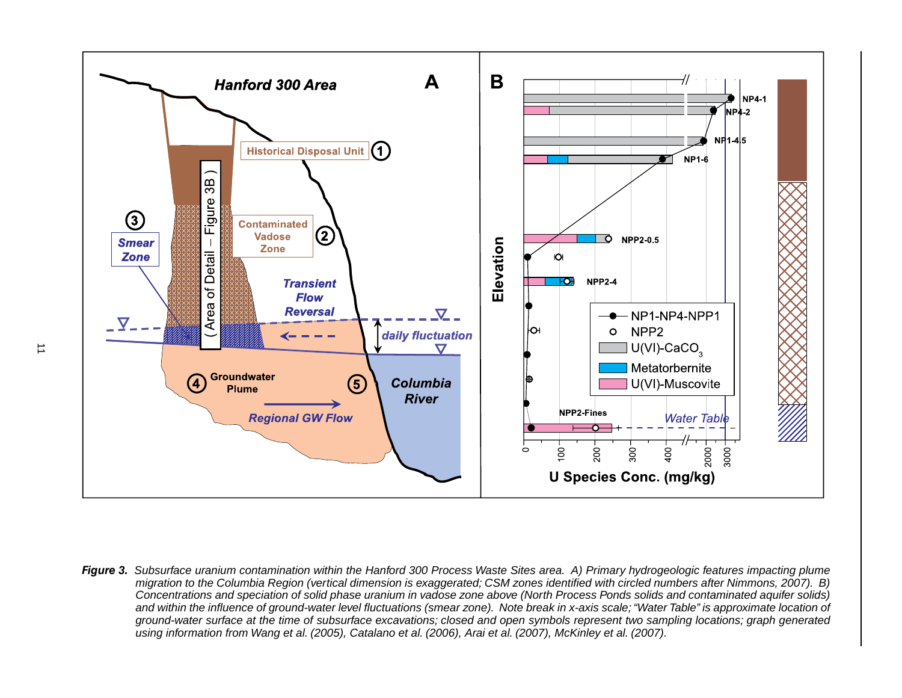***Figure 3.*** *Subsurface uranium contamination within the Hanford 300 Process Waste Sites area. A) Primary hydrogeologic features impacting plume migration to the Columbia Region (vertical dimension is exaggerated; CSM zones identified with circled numbers after Nimmons, 2007). B) Concentrations and speciation of solid phase uranium in vadose zone above (North Process Ponds solids and contaminated aquifer solids) and within the influence of ground-water level fluctuations (smear zone). Note break in x-axis scale; "Water Table" is approximate location of ground-water surface at the time of subsurface excavations; closed and open symbols represent two sampling locations; graph generated using information from Wang et al. (2005), Catalano et al. (2006), Arai et al. (2007), McKinley et al. (2007).*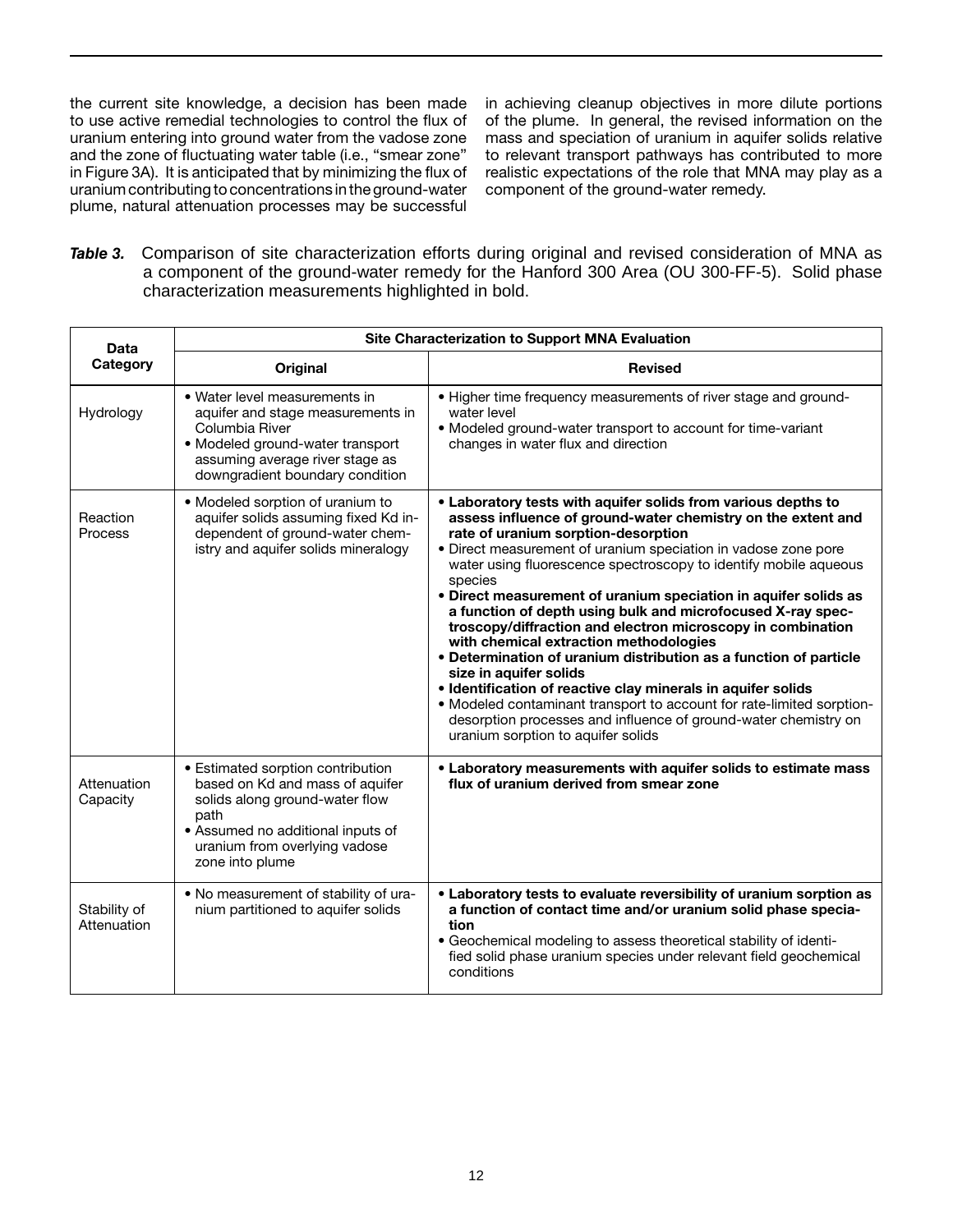the current site knowledge, a decision has been made to use active remedial technologies to control the flux of uranium entering into ground water from the vadose zone and the zone of fluctuating water table (i.e., "smear zone" in Figure 3A). It is anticipated that by minimizing the flux of uranium contributing to concentrations in the ground-water plume, natural attenuation processes may be successful in achieving cleanup objectives in more dilute portions of the plume. In general, the revised information on the mass and speciation of uranium in aquifer solids relative to relevant transport pathways has contributed to more realistic expectations of the role that MNA may play as a component of the ground-water remedy.

***Table 3.*** Comparison of site characterization efforts during original and revised consideration of MNA as a component of the ground-water remedy for the Hanford 300 Area (OU 300-FF-5). Solid phase characterization measurements highlighted in bold.

| Data Category | Site Characterization to Support MNA Evaluation | |
|---|---|---|
| | **Original** | **Revised** |
| Hydrology | • Water level measurements in aquifer and stage measurements in Columbia River<br>• Modeled ground-water transport assuming average river stage as downgradient boundary condition | • Higher time frequency measurements of river stage and ground-water level<br>• Modeled ground-water transport to account for time-variant changes in water flux and direction |
| Reaction Process | • Modeled sorption of uranium to aquifer solids assuming fixed Kd independent of ground-water chemistry and aquifer solids mineralogy | • **Laboratory tests with aquifer solids from various depths to assess influence of ground-water chemistry on the extent and rate of uranium sorption-desorption**<br>• Direct measurement of uranium speciation in vadose zone pore water using fluorescence spectroscopy to identify mobile aqueous species<br>• **Direct measurement of uranium speciation in aquifer solids as a function of depth using bulk and microfocused X-ray spectroscopy/diffraction and electron microscopy in combination with chemical extraction methodologies**<br>• **Determination of uranium distribution as a function of particle size in aquifer solids**<br>• **Identification of reactive clay minerals in aquifer solids**<br>• Modeled contaminant transport to account for rate-limited sorption-desorption processes and influence of ground-water chemistry on uranium sorption to aquifer solids |
| Attenuation Capacity | • Estimated sorption contribution based on Kd and mass of aquifer solids along ground-water flow path<br>• Assumed no additional inputs of uranium from overlying vadose zone into plume | • **Laboratory measurements with aquifer solids to estimate mass flux of uranium derived from smear zone** |
| Stability of Attenuation | • No measurement of stability of uranium partitioned to aquifer solids | • **Laboratory tests to evaluate reversibility of uranium sorption as a function of contact time and/or uranium solid phase speciation**<br>• Geochemical modeling to assess theoretical stability of identified solid phase uranium species under relevant field geochemical conditions |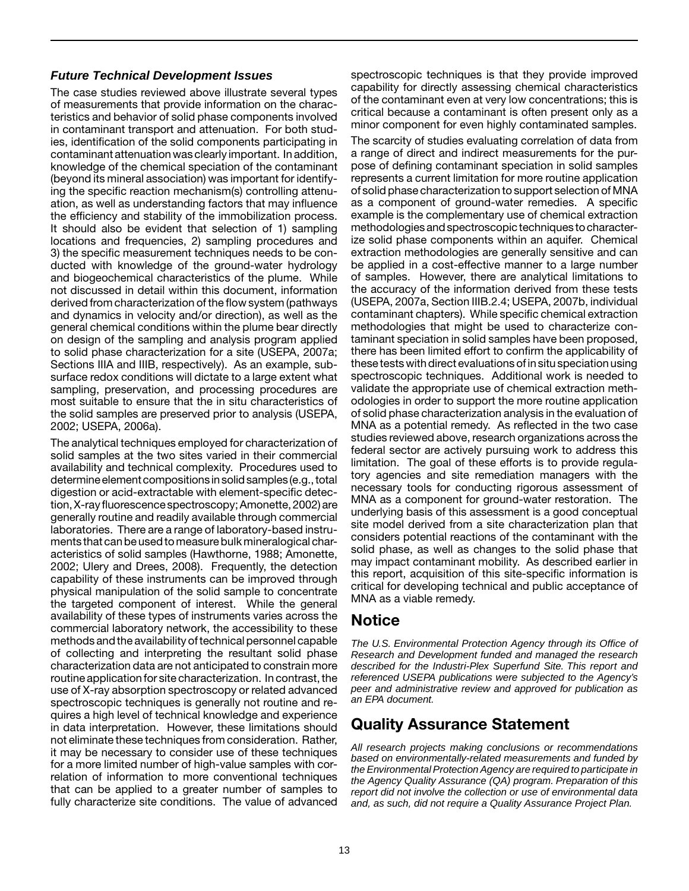### *Future Technical Development Issues*

The case studies reviewed above illustrate several types of measurements that provide information on the characteristics and behavior of solid phase components involved in contaminant transport and attenuation. For both studies, identification of the solid components participating in contaminant attenuation was clearly important. In addition, knowledge of the chemical speciation of the contaminant (beyond its mineral association) was important for identifying the specific reaction mechanism(s) controlling attenuation, as well as understanding factors that may influence the efficiency and stability of the immobilization process. It should also be evident that selection of 1) sampling locations and frequencies, 2) sampling procedures and 3) the specific measurement techniques needs to be conducted with knowledge of the ground-water hydrology and biogeochemical characteristics of the plume. While not discussed in detail within this document, information derived from characterization of the flow system (pathways and dynamics in velocity and/or direction), as well as the general chemical conditions within the plume bear directly on design of the sampling and analysis program applied to solid phase characterization for a site (USEPA, 2007a; Sections IIIA and IIIB, respectively). As an example, subsurface redox conditions will dictate to a large extent what sampling, preservation, and processing procedures are most suitable to ensure that the in situ characteristics of the solid samples are preserved prior to analysis (USEPA, 2002; USEPA, 2006a).

The analytical techniques employed for characterization of solid samples at the two sites varied in their commercial availability and technical complexity. Procedures used to determine element compositions in solid samples (e.g., total digestion or acid-extractable with element-specific detection, X-ray fluorescence spectroscopy; Amonette, 2002) are generally routine and readily available through commercial laboratories. There are a range of laboratory-based instruments that can be used to measure bulk mineralogical characteristics of solid samples (Hawthorne, 1988; Amonette, 2002; Ulery and Drees, 2008). Frequently, the detection capability of these instruments can be improved through physical manipulation of the solid sample to concentrate the targeted component of interest. While the general availability of these types of instruments varies across the commercial laboratory network, the accessibility to these methods and the availability of technical personnel capable of collecting and interpreting the resultant solid phase characterization data are not anticipated to constrain more routine application for site characterization. In contrast, the use of X-ray absorption spectroscopy or related advanced spectroscopic techniques is generally not routine and requires a high level of technical knowledge and experience in data interpretation. However, these limitations should not eliminate these techniques from consideration. Rather, it may be necessary to consider use of these techniques for a more limited number of high-value samples with correlation of information to more conventional techniques that can be applied to a greater number of samples to fully characterize site conditions. The value of advanced spectroscopic techniques is that they provide improved capability for directly assessing chemical characteristics of the contaminant even at very low concentrations; this is critical because a contaminant is often present only as a minor component for even highly contaminated samples.

The scarcity of studies evaluating correlation of data from a range of direct and indirect measurements for the purpose of defining contaminant speciation in solid samples represents a current limitation for more routine application of solid phase characterization to support selection of MNA as a component of ground-water remedies. A specific example is the complementary use of chemical extraction methodologies and spectroscopic techniques to characterize solid phase components within an aquifer. Chemical extraction methodologies are generally sensitive and can be applied in a cost-effective manner to a large number of samples. However, there are analytical limitations to the accuracy of the information derived from these tests (USEPA, 2007a, Section IIIB.2.4; USEPA, 2007b, individual contaminant chapters). While specific chemical extraction methodologies that might be used to characterize contaminant speciation in solid samples have been proposed, there has been limited effort to confirm the applicability of these tests with direct evaluations of in situ speciation using spectroscopic techniques. Additional work is needed to validate the appropriate use of chemical extraction methodologies in order to support the more routine application of solid phase characterization analysis in the evaluation of MNA as a potential remedy. As reflected in the two case studies reviewed above, research organizations across the federal sector are actively pursuing work to address this limitation. The goal of these efforts is to provide regulatory agencies and site remediation managers with the necessary tools for conducting rigorous assessment of MNA as a component for ground-water restoration. The underlying basis of this assessment is a good conceptual site model derived from a site characterization plan that considers potential reactions of the contaminant with the solid phase, as well as changes to the solid phase that may impact contaminant mobility. As described earlier in this report, acquisition of this site-specific information is critical for developing technical and public acceptance of MNA as a viable remedy.

## Notice

*The U.S. Environmental Protection Agency through its Office of Research and Development funded and managed the research described for the Industri-Plex Superfund Site. This report and referenced USEPA publications were subjected to the Agency's peer and administrative review and approved for publication as an EPA document.*

## Quality Assurance Statement

*All research projects making conclusions or recommendations based on environmentally-related measurements and funded by the Environmental Protection Agency are required to participate in the Agency Quality Assurance (QA) program. Preparation of this report did not involve the collection or use of environmental data and, as such, did not require a Quality Assurance Project Plan.*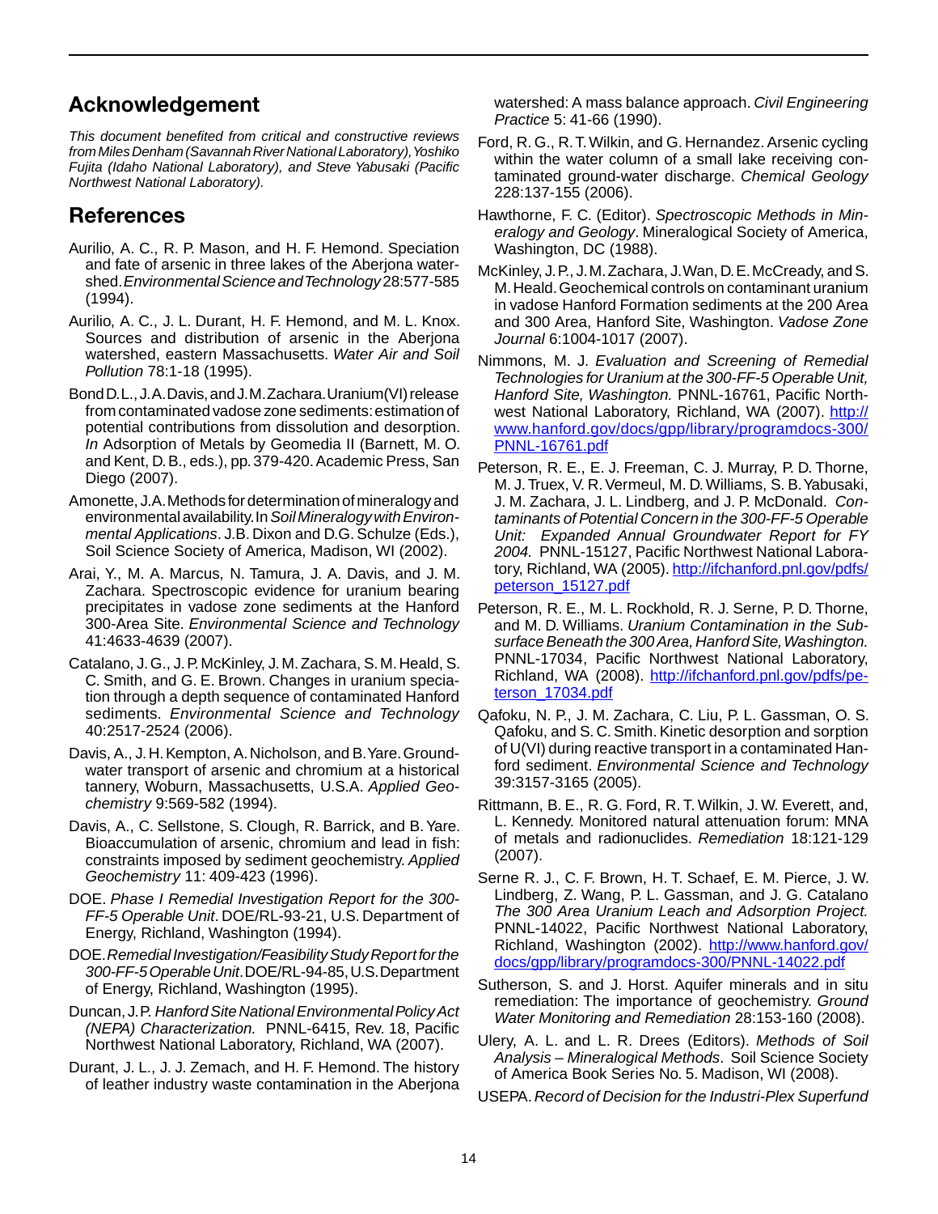## Acknowledgement

*This document benefited from critical and constructive reviews from Miles Denham (Savannah River National Laboratory), Yoshiko Fujita (Idaho National Laboratory), and Steve Yabusaki (Pacific Northwest National Laboratory).*

## References

Aurilio, A. C., R. P. Mason, and H. F. Hemond. Speciation and fate of arsenic in three lakes of the Aberjona watershed. *Environmental Science and Technology* 28:577-585 (1994).

Aurilio, A. C., J. L. Durant, H. F. Hemond, and M. L. Knox. Sources and distribution of arsenic in the Aberjona watershed, eastern Massachusetts. *Water Air and Soil Pollution* 78:1-18 (1995).

Bond D.L., J.A. Davis, and J.M. Zachara. Uranium(VI) release from contaminated vadose zone sediments: estimation of potential contributions from dissolution and desorption. *In* Adsorption of Metals by Geomedia II (Barnett, M. O. and Kent, D. B., eds.), pp. 379-420. Academic Press, San Diego (2007).

Amonette, J.A. Methods for determination of mineralogy and environmental availability. In *Soil Mineralogy with Environmental Applications*. J.B. Dixon and D.G. Schulze (Eds.), Soil Science Society of America, Madison, WI (2002).

Arai, Y., M. A. Marcus, N. Tamura, J. A. Davis, and J. M. Zachara. Spectroscopic evidence for uranium bearing precipitates in vadose zone sediments at the Hanford 300-Area Site. *Environmental Science and Technology* 41:4633-4639 (2007).

Catalano, J. G., J. P. McKinley, J. M. Zachara, S. M. Heald, S. C. Smith, and G. E. Brown. Changes in uranium speciation through a depth sequence of contaminated Hanford sediments. *Environmental Science and Technology* 40:2517-2524 (2006).

Davis, A., J. H. Kempton, A. Nicholson, and B. Yare. Groundwater transport of arsenic and chromium at a historical tannery, Woburn, Massachusetts, U.S.A. *Applied Geochemistry* 9:569-582 (1994).

Davis, A., C. Sellstone, S. Clough, R. Barrick, and B. Yare. Bioaccumulation of arsenic, chromium and lead in fish: constraints imposed by sediment geochemistry. *Applied Geochemistry* 11: 409-423 (1996).

DOE. *Phase I Remedial Investigation Report for the 300-FF-5 Operable Unit*. DOE/RL-93-21, U.S. Department of Energy, Richland, Washington (1994).

DOE. *Remedial Investigation/Feasibility Study Report for the 300-FF-5 Operable Unit*. DOE/RL-94-85, U.S. Department of Energy, Richland, Washington (1995).

Duncan, J.P. *Hanford Site National Environmental Policy Act (NEPA) Characterization.* PNNL-6415, Rev. 18, Pacific Northwest National Laboratory, Richland, WA (2007).

Durant, J. L., J. J. Zemach, and H. F. Hemond. The history of leather industry waste contamination in the Aberjona watershed: A mass balance approach. *Civil Engineering Practice* 5: 41-66 (1990).

Ford, R. G., R. T. Wilkin, and G. Hernandez. Arsenic cycling within the water column of a small lake receiving contaminated ground-water discharge. *Chemical Geology* 228:137-155 (2006).

Hawthorne, F. C. (Editor). *Spectroscopic Methods in Mineralogy and Geology*. Mineralogical Society of America, Washington, DC (1988).

McKinley, J. P., J. M. Zachara, J. Wan, D. E. McCready, and S. M. Heald. Geochemical controls on contaminant uranium in vadose Hanford Formation sediments at the 200 Area and 300 Area, Hanford Site, Washington. *Vadose Zone Journal* 6:1004-1017 (2007).

Nimmons, M. J. *Evaluation and Screening of Remedial Technologies for Uranium at the 300-FF-5 Operable Unit, Hanford Site, Washington.* PNNL-16761, Pacific Northwest National Laboratory, Richland, WA (2007). http://www.hanford.gov/docs/gpp/library/programdocs-300/PNNL-16761.pdf

Peterson, R. E., E. J. Freeman, C. J. Murray, P. D. Thorne, M. J. Truex, V. R. Vermeul, M. D. Williams, S. B. Yabusaki, J. M. Zachara, J. L. Lindberg, and J. P. McDonald. *Contaminants of Potential Concern in the 300-FF-5 Operable Unit: Expanded Annual Groundwater Report for FY 2004.* PNNL-15127, Pacific Northwest National Laboratory, Richland, WA (2005). http://ifchanford.pnl.gov/pdfs/peterson_15127.pdf

Peterson, R. E., M. L. Rockhold, R. J. Serne, P. D. Thorne, and M. D. Williams. *Uranium Contamination in the Subsurface Beneath the 300 Area, Hanford Site, Washington.* PNNL-17034, Pacific Northwest National Laboratory, Richland, WA (2008). http://ifchanford.pnl.gov/pdfs/peterson_17034.pdf

Qafoku, N. P., J. M. Zachara, C. Liu, P. L. Gassman, O. S. Qafoku, and S. C. Smith. Kinetic desorption and sorption of U(VI) during reactive transport in a contaminated Hanford sediment. *Environmental Science and Technology* 39:3157-3165 (2005).

Rittmann, B. E., R. G. Ford, R. T. Wilkin, J. W. Everett, and, L. Kennedy. Monitored natural attenuation forum: MNA of metals and radionuclides. *Remediation* 18:121-129 (2007).

Serne R. J., C. F. Brown, H. T. Schaef, E. M. Pierce, J. W. Lindberg, Z. Wang, P. L. Gassman, and J. G. Catalano *The 300 Area Uranium Leach and Adsorption Project.* PNNL-14022, Pacific Northwest National Laboratory, Richland, Washington (2002). http://www.hanford.gov/docs/gpp/library/programdocs-300/PNNL-14022.pdf

Sutherson, S. and J. Horst. Aquifer minerals and in situ remediation: The importance of geochemistry. *Ground Water Monitoring and Remediation* 28:153-160 (2008).

Ulery, A. L. and L. R. Drees (Editors). *Methods of Soil Analysis – Mineralogical Methods*. Soil Science Society of America Book Series No. 5. Madison, WI (2008).

USEPA. *Record of Decision for the Industri-Plex Superfund*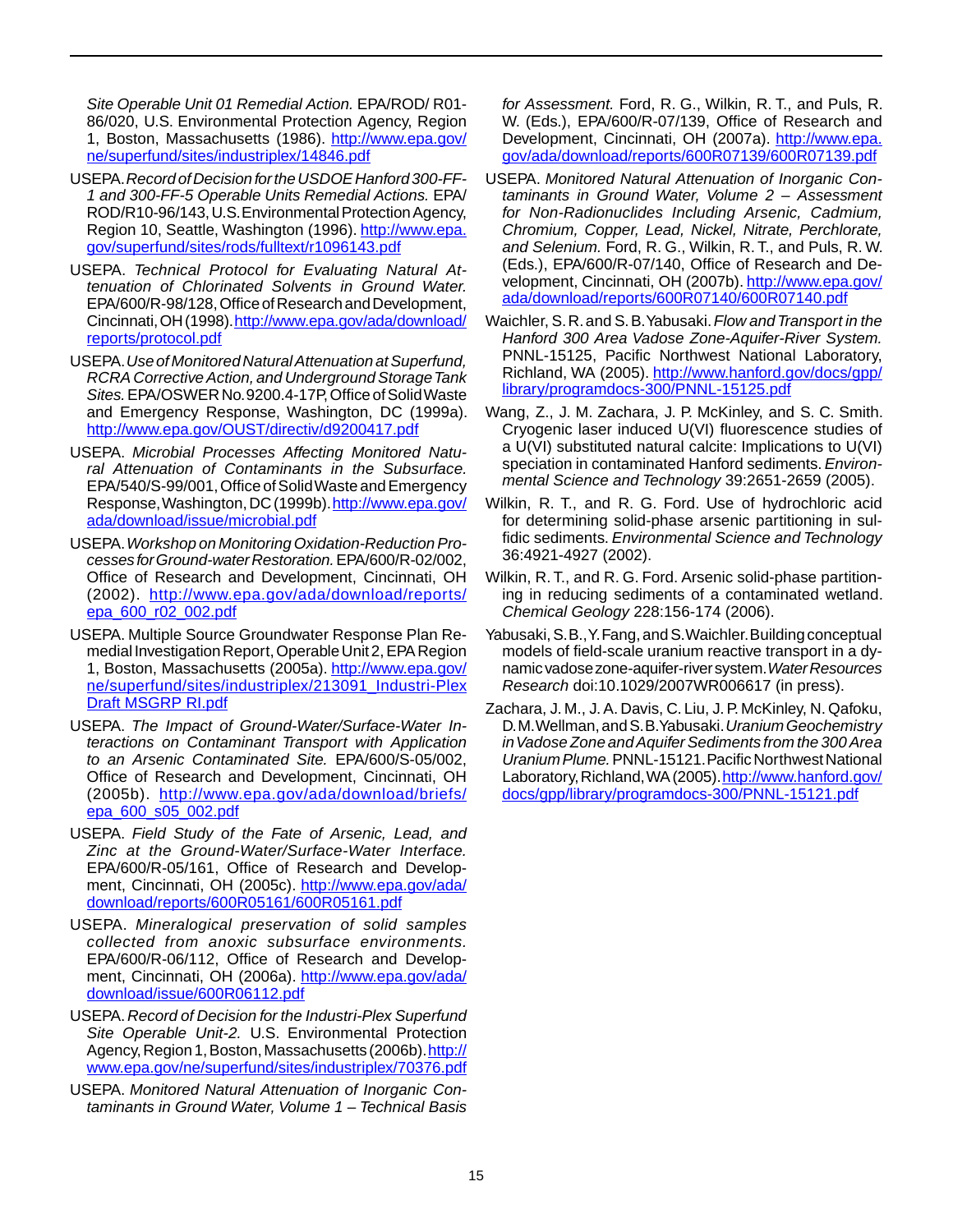*Site Operable Unit 01 Remedial Action.* EPA/ROD/ R01-86/020, U.S. Environmental Protection Agency, Region 1, Boston, Massachusetts (1986). http://www.epa.gov/ne/superfund/sites/industriplex/14846.pdf

USEPA. *Record of Decision for the USDOE Hanford 300-FF-1 and 300-FF-5 Operable Units Remedial Actions.* EPA/ROD/R10-96/143, U.S. Environmental Protection Agency, Region 10, Seattle, Washington (1996). http://www.epa.gov/superfund/sites/rods/fulltext/r1096143.pdf

USEPA. *Technical Protocol for Evaluating Natural Attenuation of Chlorinated Solvents in Ground Water.* EPA/600/R-98/128, Office of Research and Development, Cincinnati, OH (1998). http://www.epa.gov/ada/download/reports/protocol.pdf

USEPA. *Use of Monitored Natural Attenuation at Superfund, RCRA Corrective Action, and Underground Storage Tank Sites.* EPA/OSWER No. 9200.4-17P, Office of Solid Waste and Emergency Response, Washington, DC (1999a). http://www.epa.gov/OUST/directiv/d9200417.pdf

USEPA. *Microbial Processes Affecting Monitored Natural Attenuation of Contaminants in the Subsurface.* EPA/540/S-99/001, Office of Solid Waste and Emergency Response, Washington, DC (1999b). http://www.epa.gov/ada/download/issue/microbial.pdf

USEPA. *Workshop on Monitoring Oxidation-Reduction Processes for Ground-water Restoration.* EPA/600/R-02/002, Office of Research and Development, Cincinnati, OH (2002). http://www.epa.gov/ada/download/reports/epa_600_r02_002.pdf

USEPA. Multiple Source Groundwater Response Plan Remedial Investigation Report, Operable Unit 2, EPA Region 1, Boston, Massachusetts (2005a). http://www.epa.gov/ne/superfund/sites/industriplex/213091_Industri-Plex Draft MSGRP RI.pdf

USEPA. *The Impact of Ground-Water/Surface-Water Interactions on Contaminant Transport with Application to an Arsenic Contaminated Site.* EPA/600/S-05/002, Office of Research and Development, Cincinnati, OH (2005b). http://www.epa.gov/ada/download/briefs/epa_600_s05_002.pdf

USEPA. *Field Study of the Fate of Arsenic, Lead, and Zinc at the Ground-Water/Surface-Water Interface.* EPA/600/R-05/161, Office of Research and Development, Cincinnati, OH (2005c). http://www.epa.gov/ada/download/reports/600R05161/600R05161.pdf

USEPA. *Mineralogical preservation of solid samples collected from anoxic subsurface environments.* EPA/600/R-06/112, Office of Research and Development, Cincinnati, OH (2006a). http://www.epa.gov/ada/download/issue/600R06112.pdf

USEPA. *Record of Decision for the Industri-Plex Superfund Site Operable Unit-2.* U.S. Environmental Protection Agency, Region 1, Boston, Massachusetts (2006b). http://www.epa.gov/ne/superfund/sites/industriplex/70376.pdf

USEPA. *Monitored Natural Attenuation of Inorganic Contaminants in Ground Water, Volume 1 – Technical Basis for Assessment.* Ford, R. G., Wilkin, R. T., and Puls, R. W. (Eds.), EPA/600/R-07/139, Office of Research and Development, Cincinnati, OH (2007a). http://www.epa.gov/ada/download/reports/600R07139/600R07139.pdf

USEPA. *Monitored Natural Attenuation of Inorganic Contaminants in Ground Water, Volume 2 – Assessment for Non-Radionuclides Including Arsenic, Cadmium, Chromium, Copper, Lead, Nickel, Nitrate, Perchlorate, and Selenium.* Ford, R. G., Wilkin, R. T., and Puls, R. W. (Eds.), EPA/600/R-07/140, Office of Research and Development, Cincinnati, OH (2007b). http://www.epa.gov/ada/download/reports/600R07140/600R07140.pdf

Waichler, S. R. and S. B. Yabusaki. *Flow and Transport in the Hanford 300 Area Vadose Zone-Aquifer-River System.* PNNL-15125, Pacific Northwest National Laboratory, Richland, WA (2005). http://www.hanford.gov/docs/gpp/library/programdocs-300/PNNL-15125.pdf

Wang, Z., J. M. Zachara, J. P. McKinley, and S. C. Smith. Cryogenic laser induced U(VI) fluorescence studies of a U(VI) substituted natural calcite: Implications to U(VI) speciation in contaminated Hanford sediments. *Environmental Science and Technology* 39:2651-2659 (2005).

Wilkin, R. T., and R. G. Ford. Use of hydrochloric acid for determining solid-phase arsenic partitioning in sulfidic sediments. *Environmental Science and Technology* 36:4921-4927 (2002).

Wilkin, R. T., and R. G. Ford. Arsenic solid-phase partitioning in reducing sediments of a contaminated wetland. *Chemical Geology* 228:156-174 (2006).

Yabusaki, S. B., Y. Fang, and S. Waichler. Building conceptual models of field-scale uranium reactive transport in a dynamic vadose zone-aquifer-river system. *Water Resources Research* doi:10.1029/2007WR006617 (in press).

Zachara, J. M., J. A. Davis, C. Liu, J. P. McKinley, N. Qafoku, D. M. Wellman, and S. B. Yabusaki. *Uranium Geochemistry in Vadose Zone and Aquifer Sediments from the 300 Area Uranium Plume.* PNNL-15121. Pacific Northwest National Laboratory, Richland, WA (2005). http://www.hanford.gov/docs/gpp/library/programdocs-300/PNNL-15121.pdf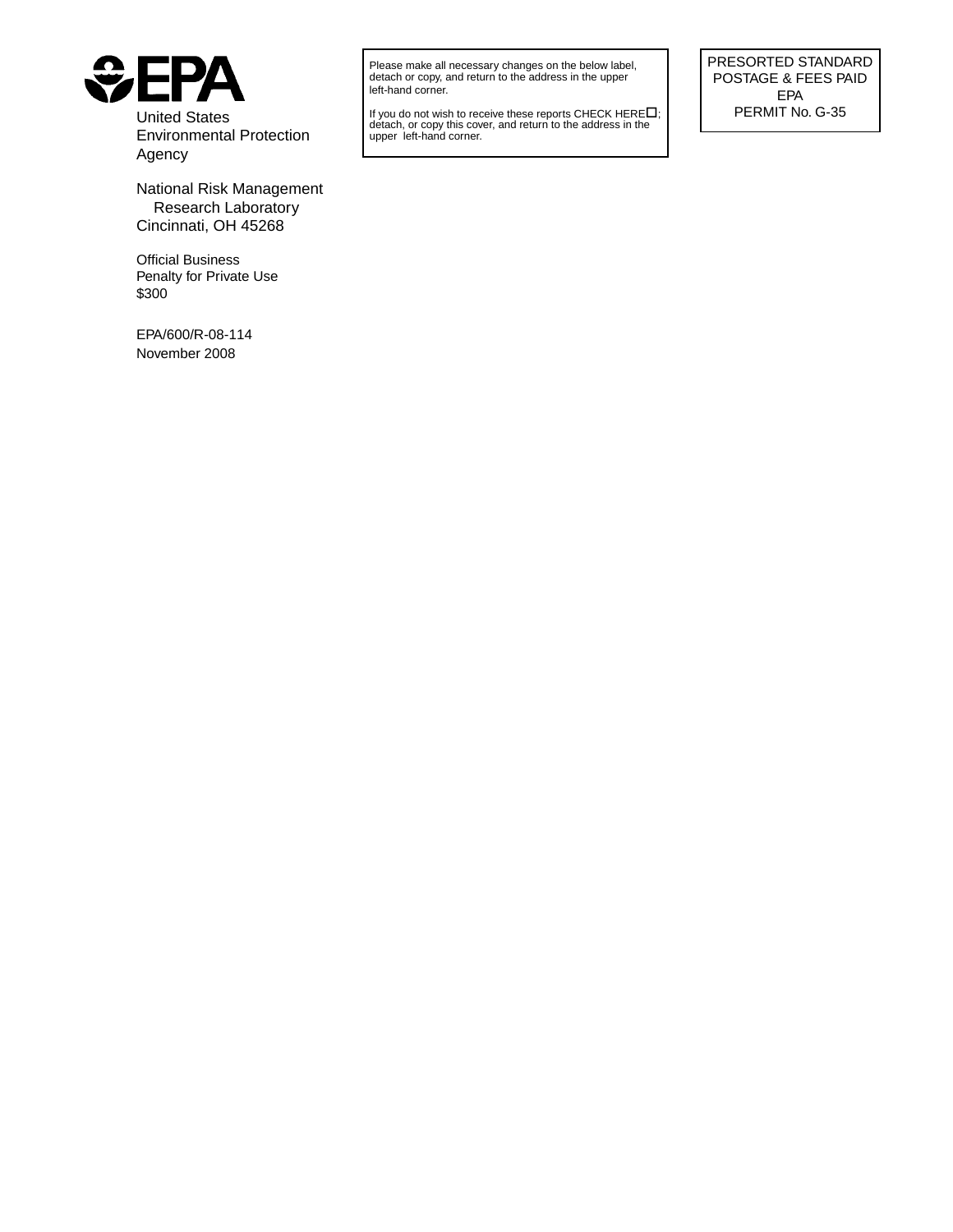EPA

United States
Environmental Protection
Agency

National Risk Management
Research Laboratory
Cincinnati, OH 45268

Official Business
Penalty for Private Use
$300

EPA/600/R-08-114
November 2008

Please make all necessary changes on the below label, detach or copy, and return to the address in the upper left-hand corner.

If you do not wish to receive these reports CHECK HERE☐; detach, or copy this cover, and return to the address in the upper left-hand corner.

PRESORTED STANDARD
POSTAGE & FEES PAID
EPA
PERMIT No. G-35